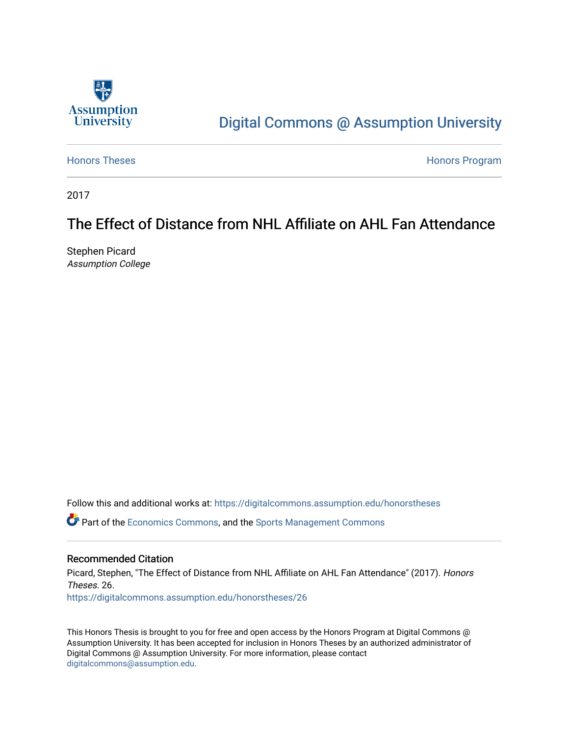Assumption University

# Digital Commons @ Assumption University

Honors Theses | Honors Program

2017

## The Effect of Distance from NHL Affiliate on AHL Fan Attendance

Stephen Picard
*Assumption College*

Follow this and additional works at: https://digitalcommons.assumption.edu/honorstheses

Part of the Economics Commons, and the Sports Management Commons

### Recommended Citation

Picard, Stephen, "The Effect of Distance from NHL Affiliate on AHL Fan Attendance" (2017). *Honors Theses*. 26.
https://digitalcommons.assumption.edu/honorstheses/26

This Honors Thesis is brought to you for free and open access by the Honors Program at Digital Commons @ Assumption University. It has been accepted for inclusion in Honors Theses by an authorized administrator of Digital Commons @ Assumption University. For more information, please contact digitalcommons@assumption.edu.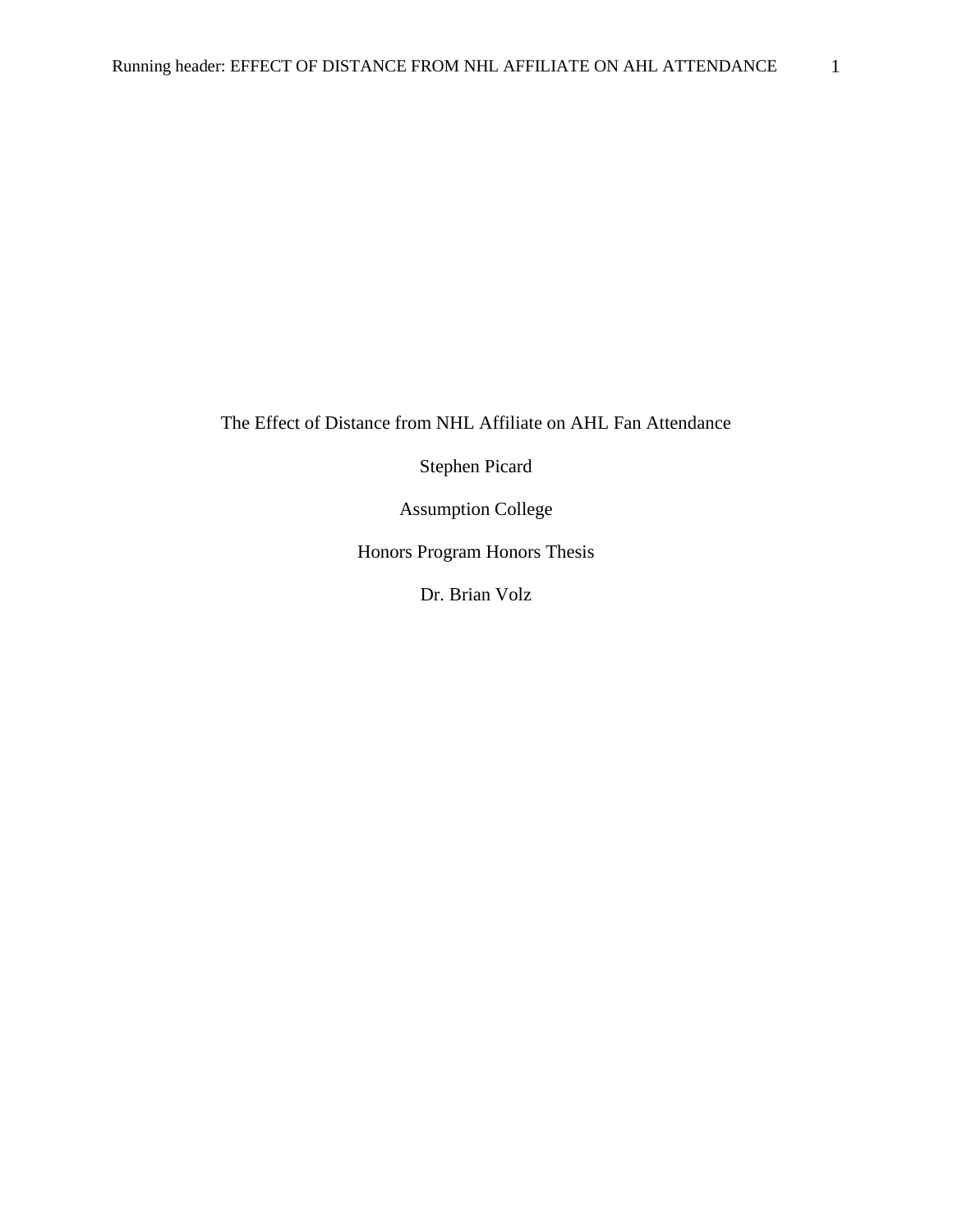The Effect of Distance from NHL Affiliate on AHL Fan Attendance

Stephen Picard

Assumption College

Honors Program Honors Thesis

Dr. Brian Volz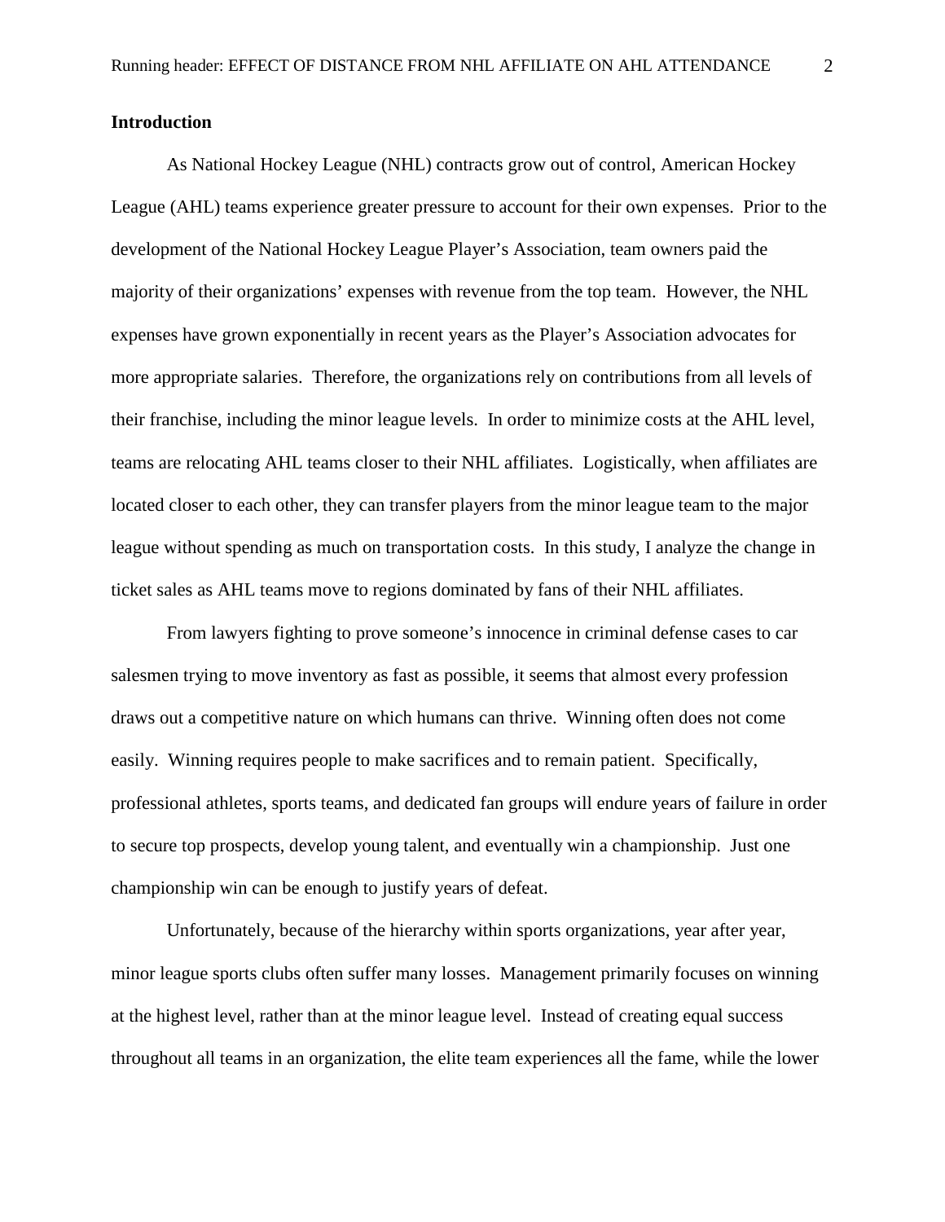**Introduction**

As National Hockey League (NHL) contracts grow out of control, American Hockey League (AHL) teams experience greater pressure to account for their own expenses. Prior to the development of the National Hockey League Player's Association, team owners paid the majority of their organizations' expenses with revenue from the top team. However, the NHL expenses have grown exponentially in recent years as the Player's Association advocates for more appropriate salaries. Therefore, the organizations rely on contributions from all levels of their franchise, including the minor league levels. In order to minimize costs at the AHL level, teams are relocating AHL teams closer to their NHL affiliates. Logistically, when affiliates are located closer to each other, they can transfer players from the minor league team to the major league without spending as much on transportation costs. In this study, I analyze the change in ticket sales as AHL teams move to regions dominated by fans of their NHL affiliates.

From lawyers fighting to prove someone's innocence in criminal defense cases to car salesmen trying to move inventory as fast as possible, it seems that almost every profession draws out a competitive nature on which humans can thrive. Winning often does not come easily. Winning requires people to make sacrifices and to remain patient. Specifically, professional athletes, sports teams, and dedicated fan groups will endure years of failure in order to secure top prospects, develop young talent, and eventually win a championship. Just one championship win can be enough to justify years of defeat.

Unfortunately, because of the hierarchy within sports organizations, year after year, minor league sports clubs often suffer many losses. Management primarily focuses on winning at the highest level, rather than at the minor league level. Instead of creating equal success throughout all teams in an organization, the elite team experiences all the fame, while the lower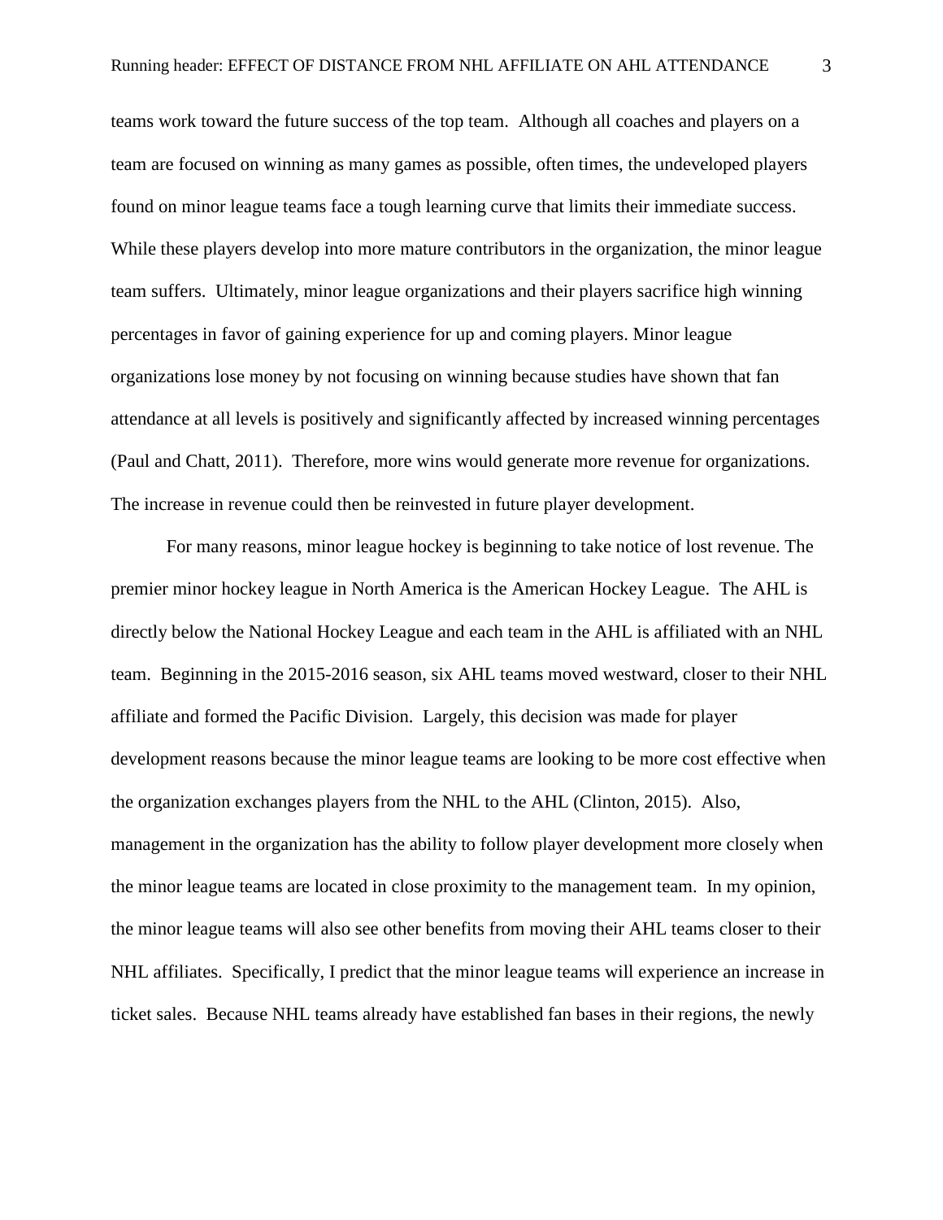teams work toward the future success of the top team. Although all coaches and players on a team are focused on winning as many games as possible, often times, the undeveloped players found on minor league teams face a tough learning curve that limits their immediate success. While these players develop into more mature contributors in the organization, the minor league team suffers. Ultimately, minor league organizations and their players sacrifice high winning percentages in favor of gaining experience for up and coming players. Minor league organizations lose money by not focusing on winning because studies have shown that fan attendance at all levels is positively and significantly affected by increased winning percentages (Paul and Chatt, 2011). Therefore, more wins would generate more revenue for organizations. The increase in revenue could then be reinvested in future player development.

For many reasons, minor league hockey is beginning to take notice of lost revenue. The premier minor hockey league in North America is the American Hockey League. The AHL is directly below the National Hockey League and each team in the AHL is affiliated with an NHL team. Beginning in the 2015-2016 season, six AHL teams moved westward, closer to their NHL affiliate and formed the Pacific Division. Largely, this decision was made for player development reasons because the minor league teams are looking to be more cost effective when the organization exchanges players from the NHL to the AHL (Clinton, 2015). Also, management in the organization has the ability to follow player development more closely when the minor league teams are located in close proximity to the management team. In my opinion, the minor league teams will also see other benefits from moving their AHL teams closer to their NHL affiliates. Specifically, I predict that the minor league teams will experience an increase in ticket sales. Because NHL teams already have established fan bases in their regions, the newly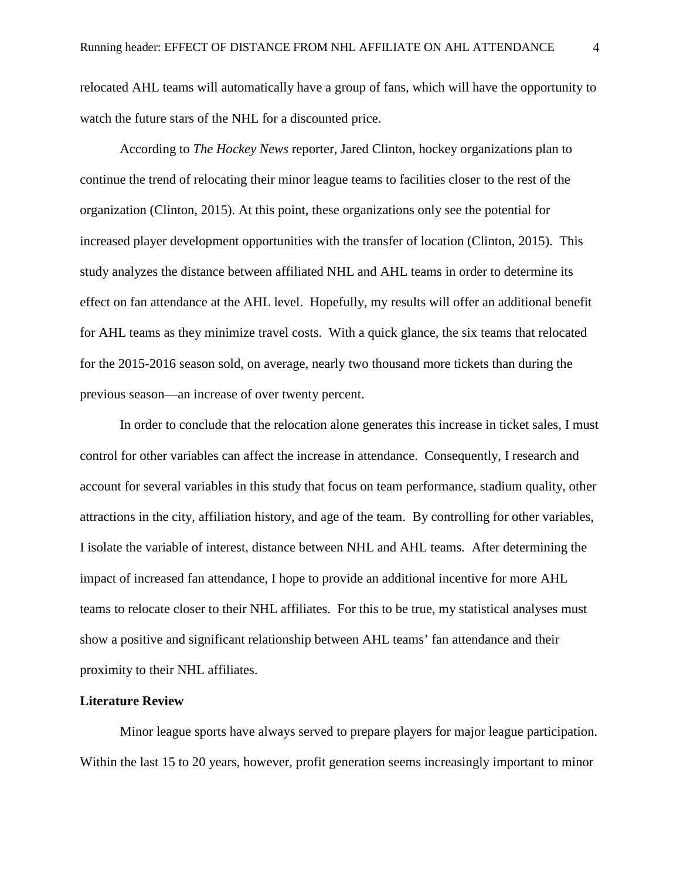relocated AHL teams will automatically have a group of fans, which will have the opportunity to watch the future stars of the NHL for a discounted price.

According to *The Hockey News* reporter, Jared Clinton, hockey organizations plan to continue the trend of relocating their minor league teams to facilities closer to the rest of the organization (Clinton, 2015). At this point, these organizations only see the potential for increased player development opportunities with the transfer of location (Clinton, 2015). This study analyzes the distance between affiliated NHL and AHL teams in order to determine its effect on fan attendance at the AHL level. Hopefully, my results will offer an additional benefit for AHL teams as they minimize travel costs. With a quick glance, the six teams that relocated for the 2015-2016 season sold, on average, nearly two thousand more tickets than during the previous season—an increase of over twenty percent.

In order to conclude that the relocation alone generates this increase in ticket sales, I must control for other variables can affect the increase in attendance. Consequently, I research and account for several variables in this study that focus on team performance, stadium quality, other attractions in the city, affiliation history, and age of the team. By controlling for other variables, I isolate the variable of interest, distance between NHL and AHL teams. After determining the impact of increased fan attendance, I hope to provide an additional incentive for more AHL teams to relocate closer to their NHL affiliates. For this to be true, my statistical analyses must show a positive and significant relationship between AHL teams' fan attendance and their proximity to their NHL affiliates.

## Literature Review

Minor league sports have always served to prepare players for major league participation. Within the last 15 to 20 years, however, profit generation seems increasingly important to minor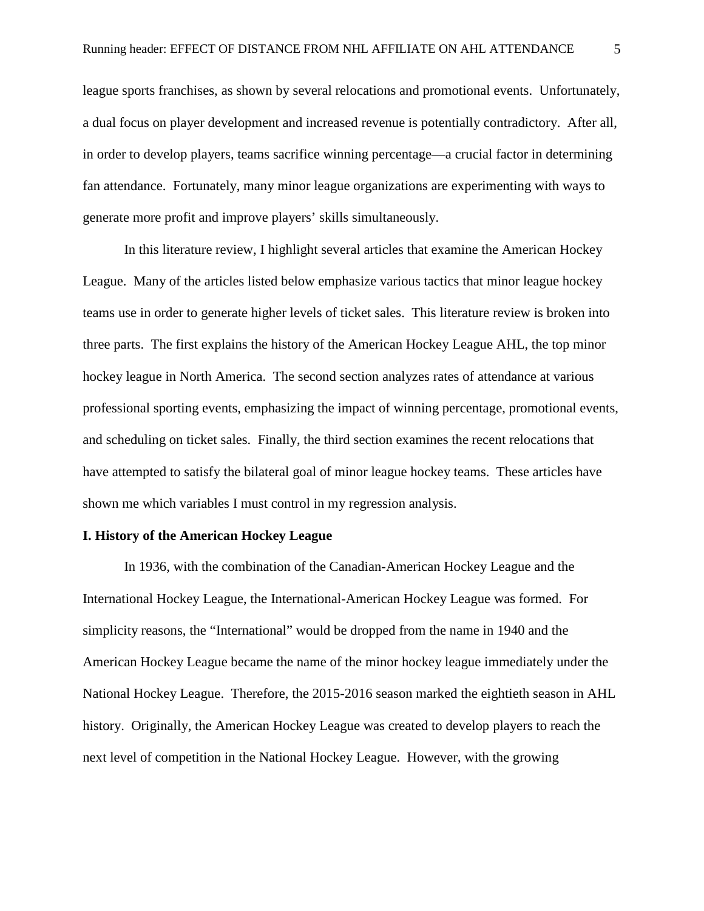league sports franchises, as shown by several relocations and promotional events. Unfortunately, a dual focus on player development and increased revenue is potentially contradictory. After all, in order to develop players, teams sacrifice winning percentage—a crucial factor in determining fan attendance. Fortunately, many minor league organizations are experimenting with ways to generate more profit and improve players' skills simultaneously.

In this literature review, I highlight several articles that examine the American Hockey League. Many of the articles listed below emphasize various tactics that minor league hockey teams use in order to generate higher levels of ticket sales. This literature review is broken into three parts. The first explains the history of the American Hockey League AHL, the top minor hockey league in North America. The second section analyzes rates of attendance at various professional sporting events, emphasizing the impact of winning percentage, promotional events, and scheduling on ticket sales. Finally, the third section examines the recent relocations that have attempted to satisfy the bilateral goal of minor league hockey teams. These articles have shown me which variables I must control in my regression analysis.

**I. History of the American Hockey League**

In 1936, with the combination of the Canadian-American Hockey League and the International Hockey League, the International-American Hockey League was formed. For simplicity reasons, the "International" would be dropped from the name in 1940 and the American Hockey League became the name of the minor hockey league immediately under the National Hockey League. Therefore, the 2015-2016 season marked the eightieth season in AHL history. Originally, the American Hockey League was created to develop players to reach the next level of competition in the National Hockey League. However, with the growing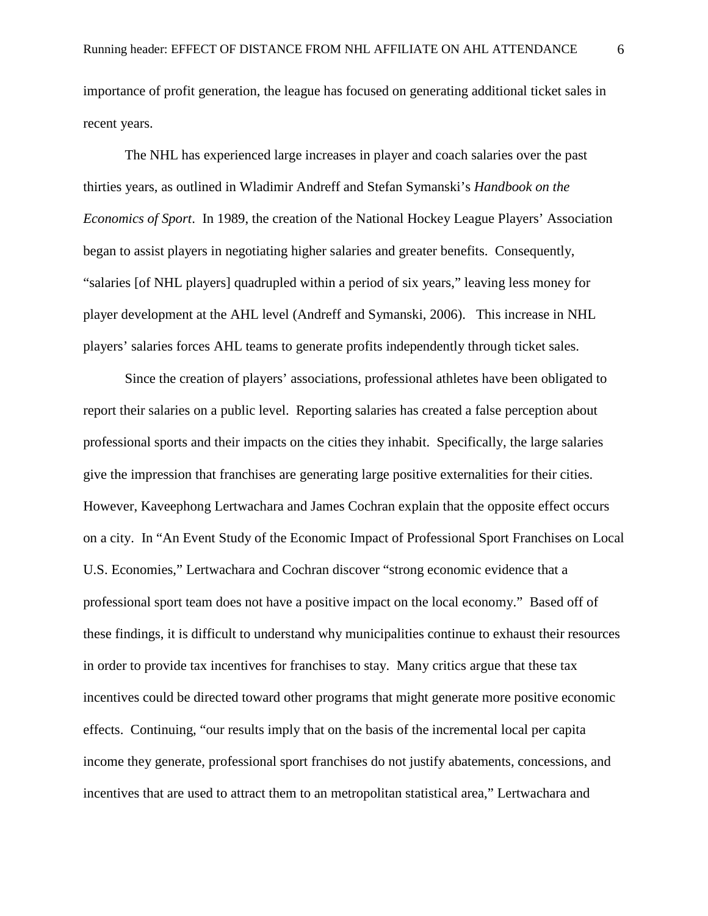importance of profit generation, the league has focused on generating additional ticket sales in recent years.

The NHL has experienced large increases in player and coach salaries over the past thirties years, as outlined in Wladimir Andreff and Stefan Symanski's *Handbook on the Economics of Sport*. In 1989, the creation of the National Hockey League Players' Association began to assist players in negotiating higher salaries and greater benefits. Consequently, "salaries [of NHL players] quadrupled within a period of six years," leaving less money for player development at the AHL level (Andreff and Symanski, 2006). This increase in NHL players' salaries forces AHL teams to generate profits independently through ticket sales.

Since the creation of players' associations, professional athletes have been obligated to report their salaries on a public level. Reporting salaries has created a false perception about professional sports and their impacts on the cities they inhabit. Specifically, the large salaries give the impression that franchises are generating large positive externalities for their cities. However, Kaveephong Lertwachara and James Cochran explain that the opposite effect occurs on a city. In "An Event Study of the Economic Impact of Professional Sport Franchises on Local U.S. Economies," Lertwachara and Cochran discover "strong economic evidence that a professional sport team does not have a positive impact on the local economy." Based off of these findings, it is difficult to understand why municipalities continue to exhaust their resources in order to provide tax incentives for franchises to stay. Many critics argue that these tax incentives could be directed toward other programs that might generate more positive economic effects. Continuing, "our results imply that on the basis of the incremental local per capita income they generate, professional sport franchises do not justify abatements, concessions, and incentives that are used to attract them to an metropolitan statistical area," Lertwachara and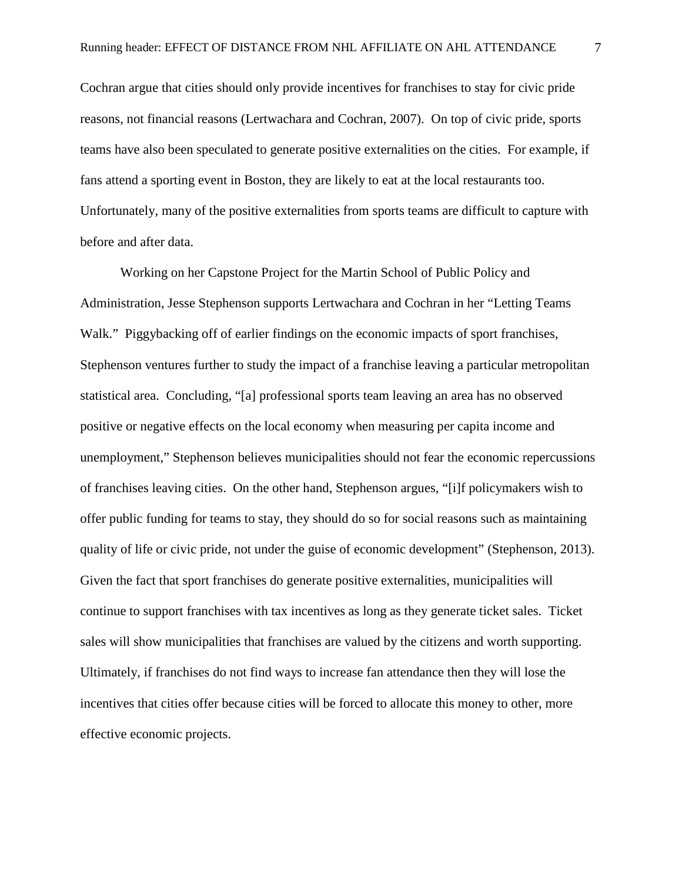Cochran argue that cities should only provide incentives for franchises to stay for civic pride reasons, not financial reasons (Lertwachara and Cochran, 2007). On top of civic pride, sports teams have also been speculated to generate positive externalities on the cities. For example, if fans attend a sporting event in Boston, they are likely to eat at the local restaurants too. Unfortunately, many of the positive externalities from sports teams are difficult to capture with before and after data.

Working on her Capstone Project for the Martin School of Public Policy and Administration, Jesse Stephenson supports Lertwachara and Cochran in her "Letting Teams Walk." Piggybacking off of earlier findings on the economic impacts of sport franchises, Stephenson ventures further to study the impact of a franchise leaving a particular metropolitan statistical area. Concluding, "[a] professional sports team leaving an area has no observed positive or negative effects on the local economy when measuring per capita income and unemployment," Stephenson believes municipalities should not fear the economic repercussions of franchises leaving cities. On the other hand, Stephenson argues, "[i]f policymakers wish to offer public funding for teams to stay, they should do so for social reasons such as maintaining quality of life or civic pride, not under the guise of economic development" (Stephenson, 2013). Given the fact that sport franchises do generate positive externalities, municipalities will continue to support franchises with tax incentives as long as they generate ticket sales. Ticket sales will show municipalities that franchises are valued by the citizens and worth supporting. Ultimately, if franchises do not find ways to increase fan attendance then they will lose the incentives that cities offer because cities will be forced to allocate this money to other, more effective economic projects.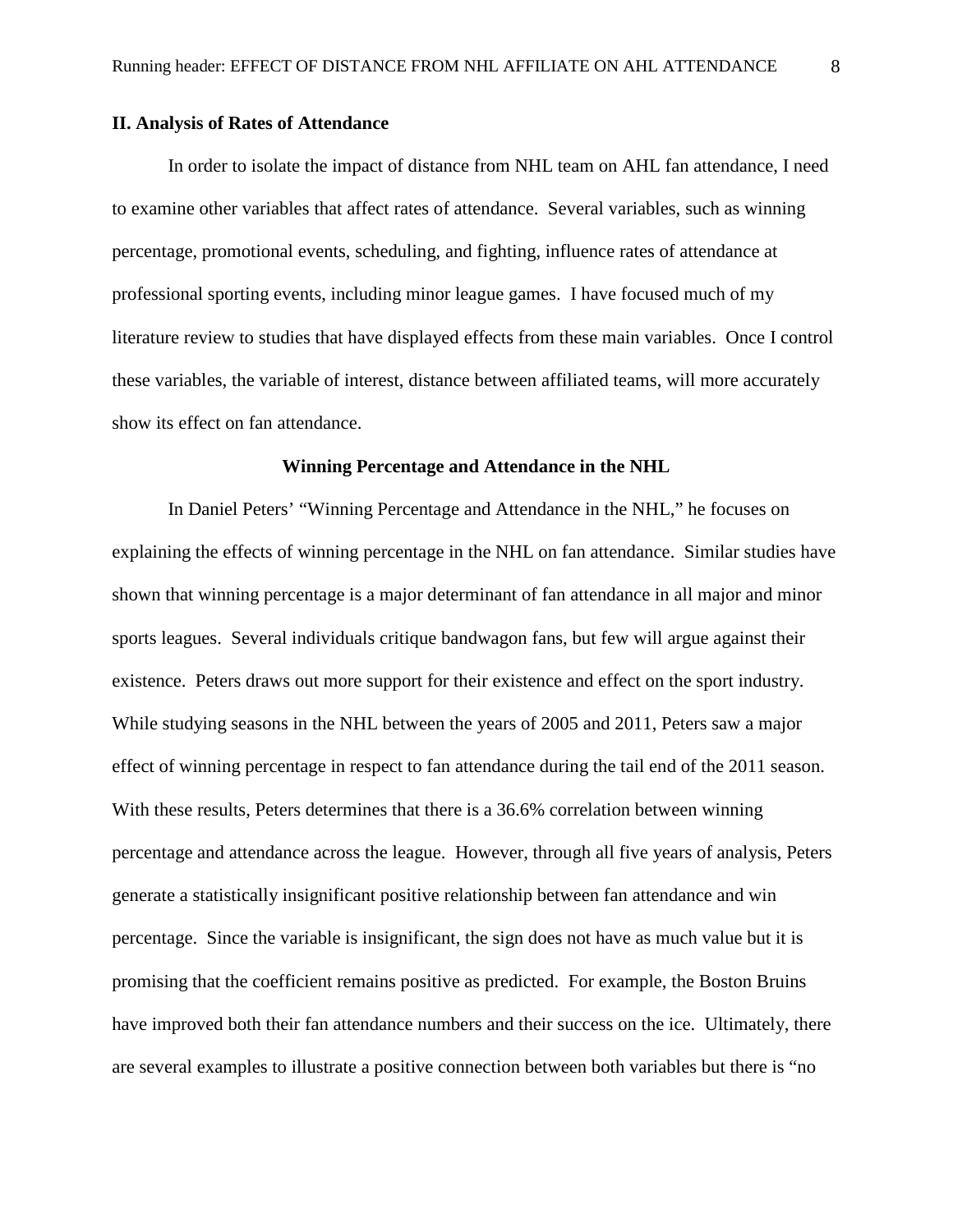## II. Analysis of Rates of Attendance

In order to isolate the impact of distance from NHL team on AHL fan attendance, I need to examine other variables that affect rates of attendance. Several variables, such as winning percentage, promotional events, scheduling, and fighting, influence rates of attendance at professional sporting events, including minor league games. I have focused much of my literature review to studies that have displayed effects from these main variables. Once I control these variables, the variable of interest, distance between affiliated teams, will more accurately show its effect on fan attendance.

### Winning Percentage and Attendance in the NHL

In Daniel Peters' "Winning Percentage and Attendance in the NHL," he focuses on explaining the effects of winning percentage in the NHL on fan attendance. Similar studies have shown that winning percentage is a major determinant of fan attendance in all major and minor sports leagues. Several individuals critique bandwagon fans, but few will argue against their existence. Peters draws out more support for their existence and effect on the sport industry. While studying seasons in the NHL between the years of 2005 and 2011, Peters saw a major effect of winning percentage in respect to fan attendance during the tail end of the 2011 season. With these results, Peters determines that there is a 36.6% correlation between winning percentage and attendance across the league. However, through all five years of analysis, Peters generate a statistically insignificant positive relationship between fan attendance and win percentage. Since the variable is insignificant, the sign does not have as much value but it is promising that the coefficient remains positive as predicted. For example, the Boston Bruins have improved both their fan attendance numbers and their success on the ice. Ultimately, there are several examples to illustrate a positive connection between both variables but there is "no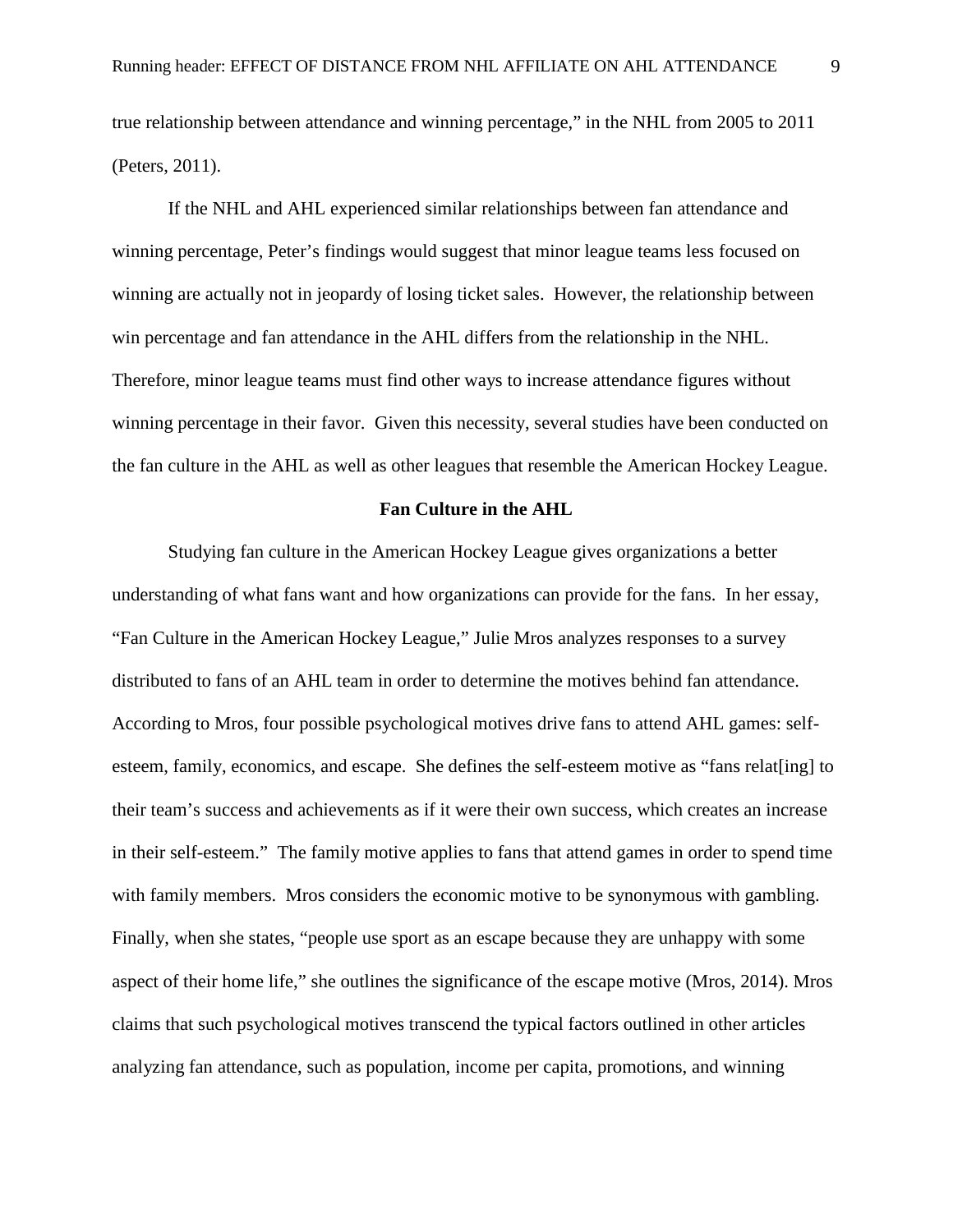true relationship between attendance and winning percentage," in the NHL from 2005 to 2011 (Peters, 2011).

If the NHL and AHL experienced similar relationships between fan attendance and winning percentage, Peter's findings would suggest that minor league teams less focused on winning are actually not in jeopardy of losing ticket sales. However, the relationship between win percentage and fan attendance in the AHL differs from the relationship in the NHL. Therefore, minor league teams must find other ways to increase attendance figures without winning percentage in their favor. Given this necessity, several studies have been conducted on the fan culture in the AHL as well as other leagues that resemble the American Hockey League.

## Fan Culture in the AHL

Studying fan culture in the American Hockey League gives organizations a better understanding of what fans want and how organizations can provide for the fans. In her essay, "Fan Culture in the American Hockey League," Julie Mros analyzes responses to a survey distributed to fans of an AHL team in order to determine the motives behind fan attendance. According to Mros, four possible psychological motives drive fans to attend AHL games: self-esteem, family, economics, and escape. She defines the self-esteem motive as "fans relat[ing] to their team's success and achievements as if it were their own success, which creates an increase in their self-esteem." The family motive applies to fans that attend games in order to spend time with family members. Mros considers the economic motive to be synonymous with gambling. Finally, when she states, "people use sport as an escape because they are unhappy with some aspect of their home life," she outlines the significance of the escape motive (Mros, 2014). Mros claims that such psychological motives transcend the typical factors outlined in other articles analyzing fan attendance, such as population, income per capita, promotions, and winning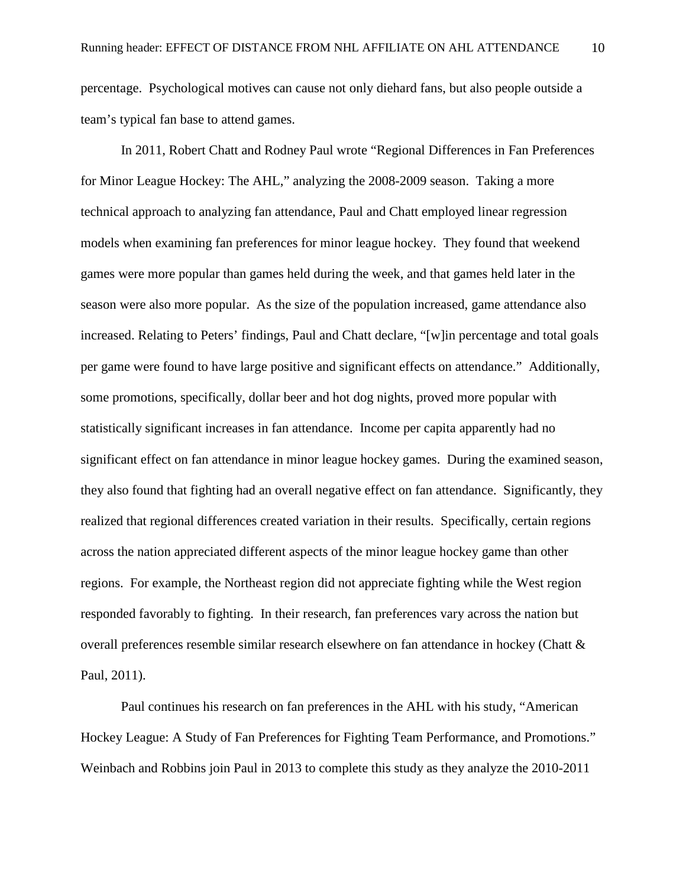percentage. Psychological motives can cause not only diehard fans, but also people outside a team's typical fan base to attend games.

In 2011, Robert Chatt and Rodney Paul wrote "Regional Differences in Fan Preferences for Minor League Hockey: The AHL," analyzing the 2008-2009 season. Taking a more technical approach to analyzing fan attendance, Paul and Chatt employed linear regression models when examining fan preferences for minor league hockey. They found that weekend games were more popular than games held during the week, and that games held later in the season were also more popular. As the size of the population increased, game attendance also increased. Relating to Peters' findings, Paul and Chatt declare, "[w]in percentage and total goals per game were found to have large positive and significant effects on attendance." Additionally, some promotions, specifically, dollar beer and hot dog nights, proved more popular with statistically significant increases in fan attendance. Income per capita apparently had no significant effect on fan attendance in minor league hockey games. During the examined season, they also found that fighting had an overall negative effect on fan attendance. Significantly, they realized that regional differences created variation in their results. Specifically, certain regions across the nation appreciated different aspects of the minor league hockey game than other regions. For example, the Northeast region did not appreciate fighting while the West region responded favorably to fighting. In their research, fan preferences vary across the nation but overall preferences resemble similar research elsewhere on fan attendance in hockey (Chatt & Paul, 2011).

Paul continues his research on fan preferences in the AHL with his study, "American Hockey League: A Study of Fan Preferences for Fighting Team Performance, and Promotions." Weinbach and Robbins join Paul in 2013 to complete this study as they analyze the 2010-2011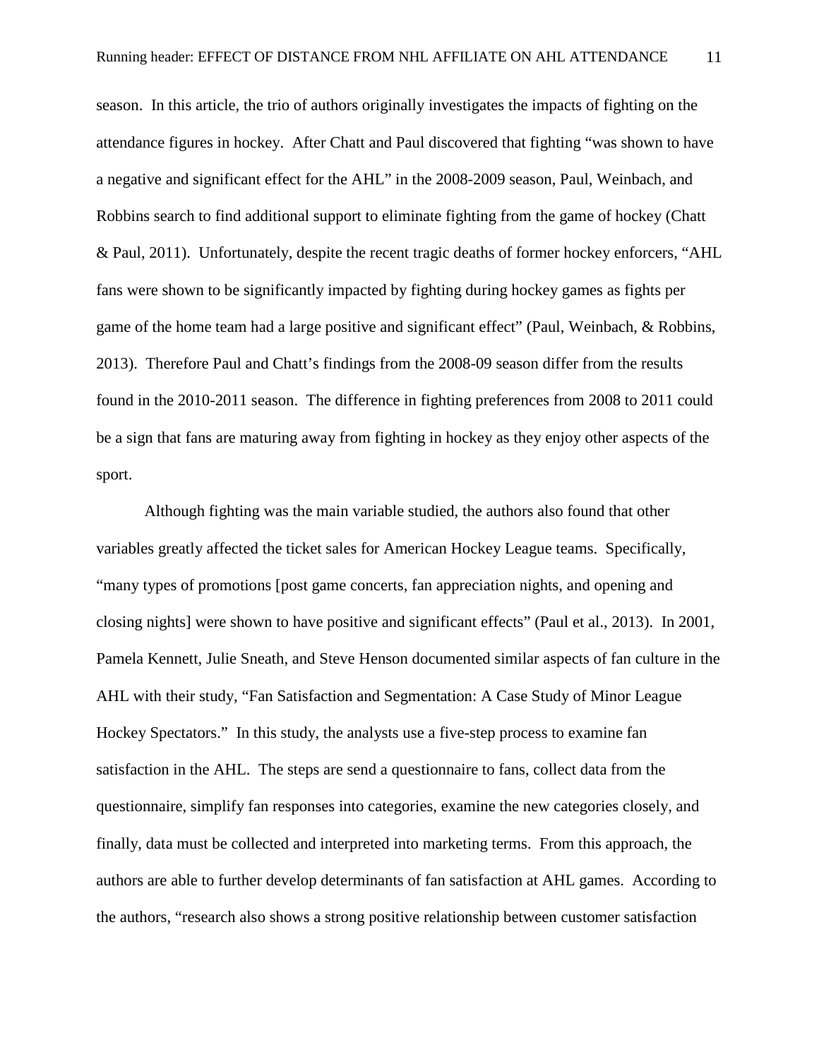season. In this article, the trio of authors originally investigates the impacts of fighting on the attendance figures in hockey. After Chatt and Paul discovered that fighting "was shown to have a negative and significant effect for the AHL" in the 2008-2009 season, Paul, Weinbach, and Robbins search to find additional support to eliminate fighting from the game of hockey (Chatt & Paul, 2011). Unfortunately, despite the recent tragic deaths of former hockey enforcers, "AHL fans were shown to be significantly impacted by fighting during hockey games as fights per game of the home team had a large positive and significant effect" (Paul, Weinbach, & Robbins, 2013). Therefore Paul and Chatt's findings from the 2008-09 season differ from the results found in the 2010-2011 season. The difference in fighting preferences from 2008 to 2011 could be a sign that fans are maturing away from fighting in hockey as they enjoy other aspects of the sport.

Although fighting was the main variable studied, the authors also found that other variables greatly affected the ticket sales for American Hockey League teams. Specifically, "many types of promotions [post game concerts, fan appreciation nights, and opening and closing nights] were shown to have positive and significant effects" (Paul et al., 2013). In 2001, Pamela Kennett, Julie Sneath, and Steve Henson documented similar aspects of fan culture in the AHL with their study, "Fan Satisfaction and Segmentation: A Case Study of Minor League Hockey Spectators." In this study, the analysts use a five-step process to examine fan satisfaction in the AHL. The steps are send a questionnaire to fans, collect data from the questionnaire, simplify fan responses into categories, examine the new categories closely, and finally, data must be collected and interpreted into marketing terms. From this approach, the authors are able to further develop determinants of fan satisfaction at AHL games. According to the authors, "research also shows a strong positive relationship between customer satisfaction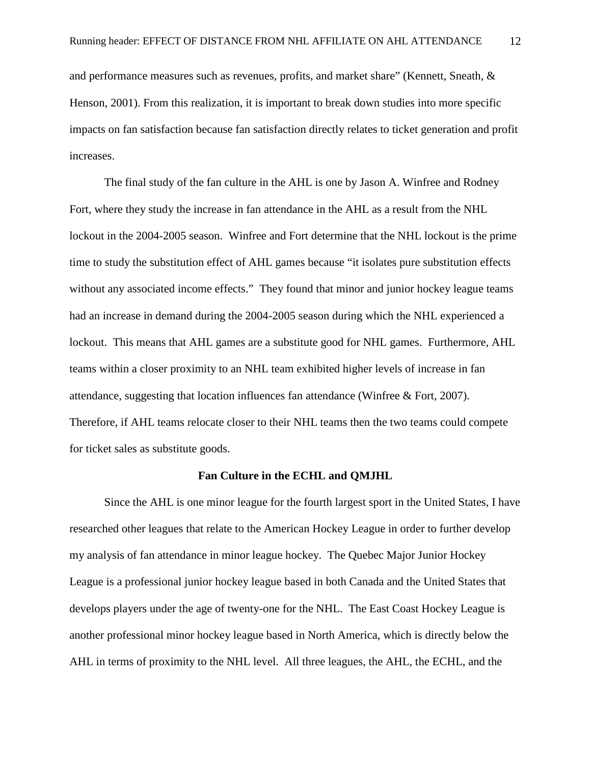and performance measures such as revenues, profits, and market share" (Kennett, Sneath, & Henson, 2001). From this realization, it is important to break down studies into more specific impacts on fan satisfaction because fan satisfaction directly relates to ticket generation and profit increases.

The final study of the fan culture in the AHL is one by Jason A. Winfree and Rodney Fort, where they study the increase in fan attendance in the AHL as a result from the NHL lockout in the 2004-2005 season. Winfree and Fort determine that the NHL lockout is the prime time to study the substitution effect of AHL games because "it isolates pure substitution effects without any associated income effects." They found that minor and junior hockey league teams had an increase in demand during the 2004-2005 season during which the NHL experienced a lockout. This means that AHL games are a substitute good for NHL games. Furthermore, AHL teams within a closer proximity to an NHL team exhibited higher levels of increase in fan attendance, suggesting that location influences fan attendance (Winfree & Fort, 2007). Therefore, if AHL teams relocate closer to their NHL teams then the two teams could compete for ticket sales as substitute goods.

## Fan Culture in the ECHL and QMJHL

Since the AHL is one minor league for the fourth largest sport in the United States, I have researched other leagues that relate to the American Hockey League in order to further develop my analysis of fan attendance in minor league hockey. The Quebec Major Junior Hockey League is a professional junior hockey league based in both Canada and the United States that develops players under the age of twenty-one for the NHL. The East Coast Hockey League is another professional minor hockey league based in North America, which is directly below the AHL in terms of proximity to the NHL level. All three leagues, the AHL, the ECHL, and the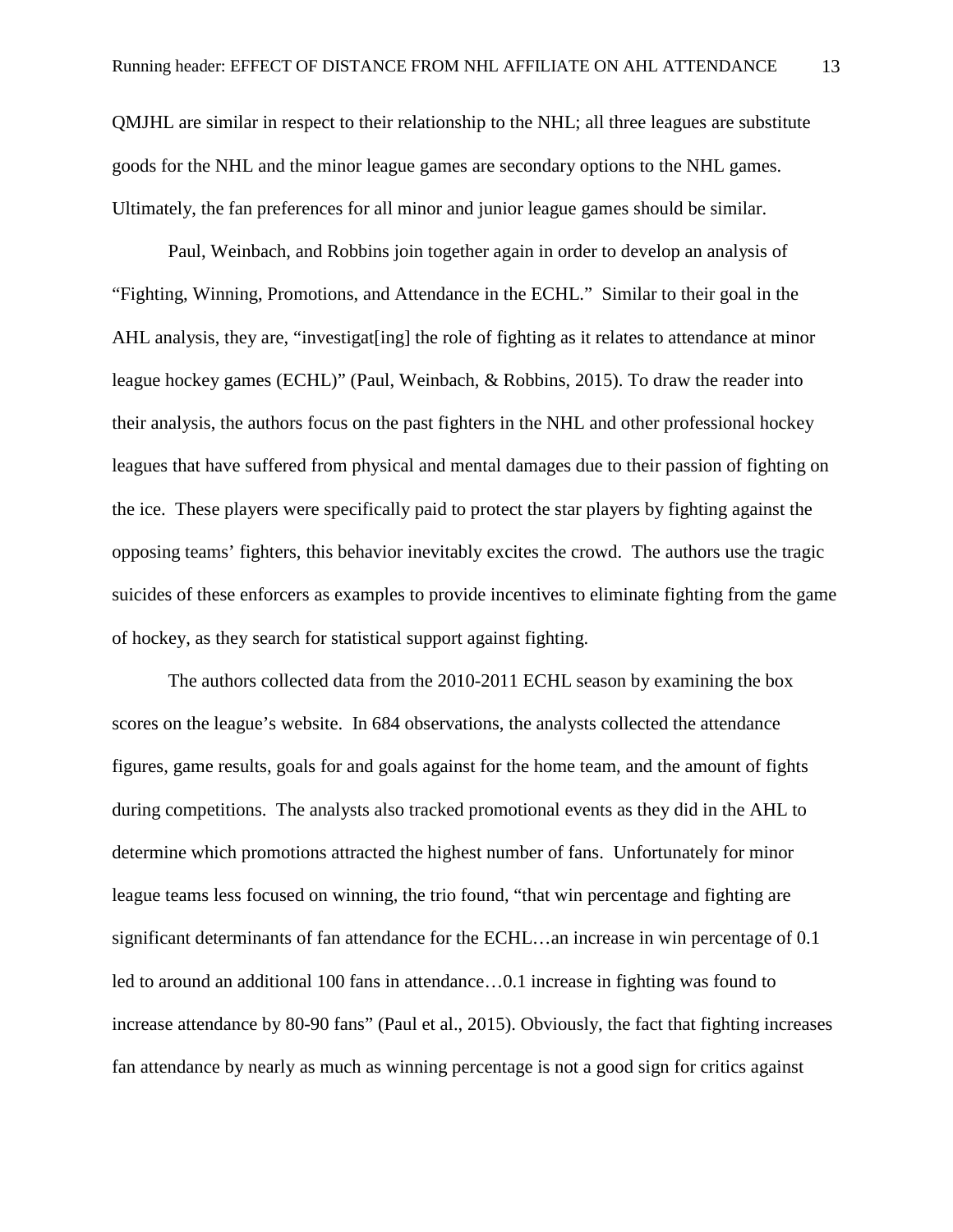QMJHL are similar in respect to their relationship to the NHL; all three leagues are substitute goods for the NHL and the minor league games are secondary options to the NHL games. Ultimately, the fan preferences for all minor and junior league games should be similar.

Paul, Weinbach, and Robbins join together again in order to develop an analysis of "Fighting, Winning, Promotions, and Attendance in the ECHL." Similar to their goal in the AHL analysis, they are, "investigat[ing] the role of fighting as it relates to attendance at minor league hockey games (ECHL)" (Paul, Weinbach, & Robbins, 2015). To draw the reader into their analysis, the authors focus on the past fighters in the NHL and other professional hockey leagues that have suffered from physical and mental damages due to their passion of fighting on the ice. These players were specifically paid to protect the star players by fighting against the opposing teams' fighters, this behavior inevitably excites the crowd. The authors use the tragic suicides of these enforcers as examples to provide incentives to eliminate fighting from the game of hockey, as they search for statistical support against fighting.

The authors collected data from the 2010-2011 ECHL season by examining the box scores on the league's website. In 684 observations, the analysts collected the attendance figures, game results, goals for and goals against for the home team, and the amount of fights during competitions. The analysts also tracked promotional events as they did in the AHL to determine which promotions attracted the highest number of fans. Unfortunately for minor league teams less focused on winning, the trio found, "that win percentage and fighting are significant determinants of fan attendance for the ECHL…an increase in win percentage of 0.1 led to around an additional 100 fans in attendance…0.1 increase in fighting was found to increase attendance by 80-90 fans" (Paul et al., 2015). Obviously, the fact that fighting increases fan attendance by nearly as much as winning percentage is not a good sign for critics against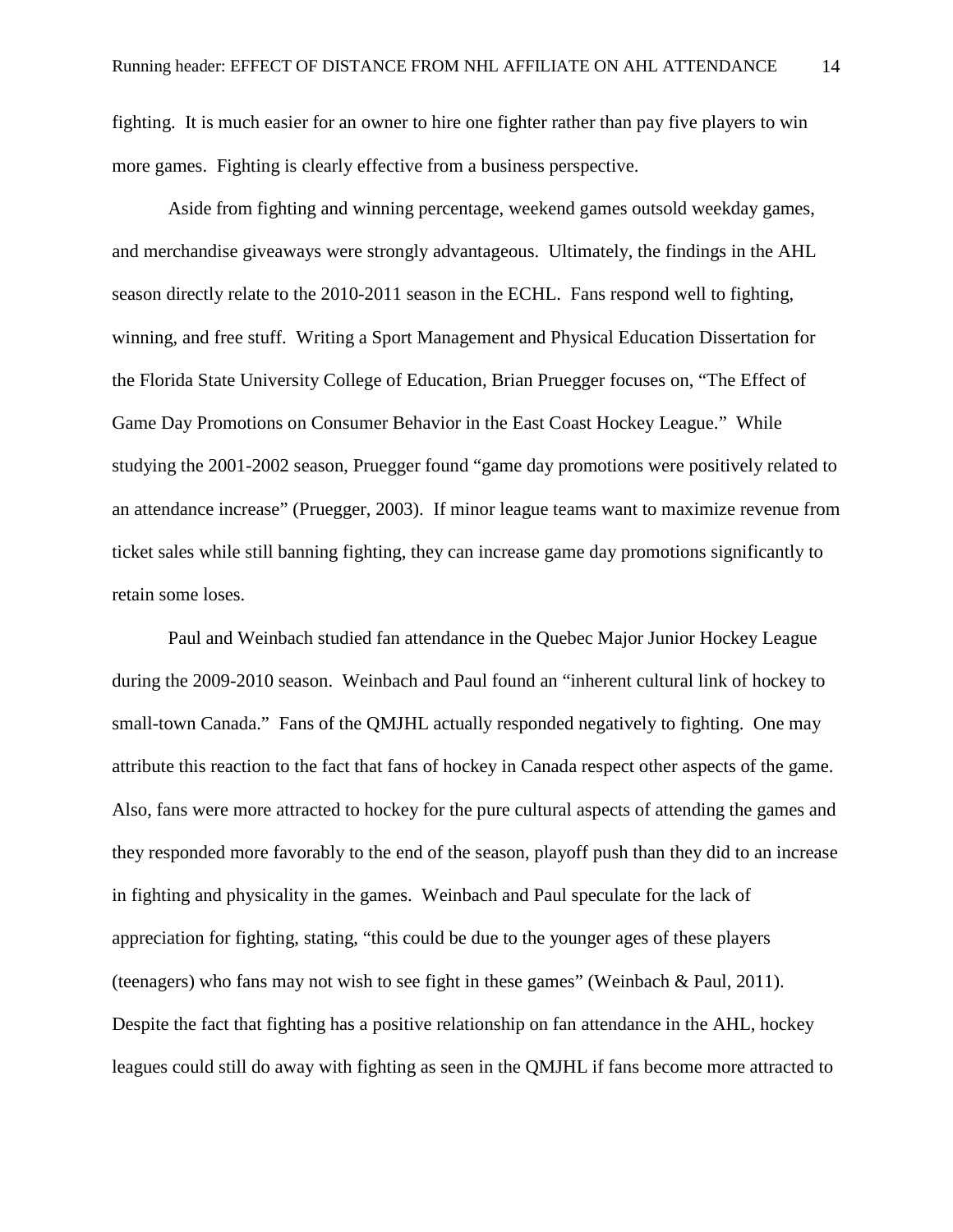fighting. It is much easier for an owner to hire one fighter rather than pay five players to win more games. Fighting is clearly effective from a business perspective.

Aside from fighting and winning percentage, weekend games outsold weekday games, and merchandise giveaways were strongly advantageous. Ultimately, the findings in the AHL season directly relate to the 2010-2011 season in the ECHL. Fans respond well to fighting, winning, and free stuff. Writing a Sport Management and Physical Education Dissertation for the Florida State University College of Education, Brian Pruegger focuses on, "The Effect of Game Day Promotions on Consumer Behavior in the East Coast Hockey League." While studying the 2001-2002 season, Pruegger found "game day promotions were positively related to an attendance increase" (Pruegger, 2003). If minor league teams want to maximize revenue from ticket sales while still banning fighting, they can increase game day promotions significantly to retain some loses.

Paul and Weinbach studied fan attendance in the Quebec Major Junior Hockey League during the 2009-2010 season. Weinbach and Paul found an "inherent cultural link of hockey to small-town Canada." Fans of the QMJHL actually responded negatively to fighting. One may attribute this reaction to the fact that fans of hockey in Canada respect other aspects of the game. Also, fans were more attracted to hockey for the pure cultural aspects of attending the games and they responded more favorably to the end of the season, playoff push than they did to an increase in fighting and physicality in the games. Weinbach and Paul speculate for the lack of appreciation for fighting, stating, "this could be due to the younger ages of these players (teenagers) who fans may not wish to see fight in these games" (Weinbach & Paul, 2011). Despite the fact that fighting has a positive relationship on fan attendance in the AHL, hockey leagues could still do away with fighting as seen in the QMJHL if fans become more attracted to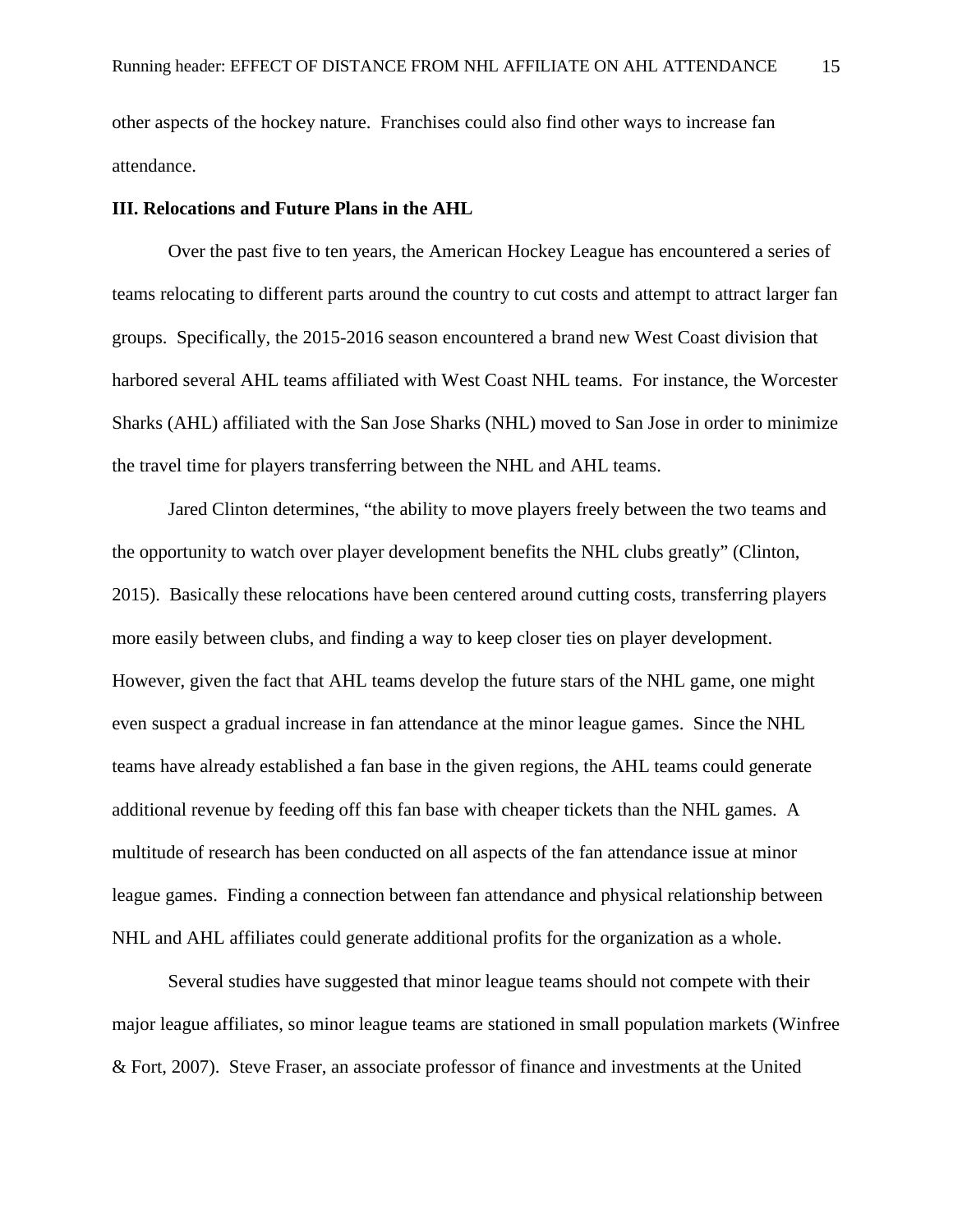other aspects of the hockey nature. Franchises could also find other ways to increase fan attendance.

### III. Relocations and Future Plans in the AHL

Over the past five to ten years, the American Hockey League has encountered a series of teams relocating to different parts around the country to cut costs and attempt to attract larger fan groups. Specifically, the 2015-2016 season encountered a brand new West Coast division that harbored several AHL teams affiliated with West Coast NHL teams. For instance, the Worcester Sharks (AHL) affiliated with the San Jose Sharks (NHL) moved to San Jose in order to minimize the travel time for players transferring between the NHL and AHL teams.

Jared Clinton determines, "the ability to move players freely between the two teams and the opportunity to watch over player development benefits the NHL clubs greatly" (Clinton, 2015). Basically these relocations have been centered around cutting costs, transferring players more easily between clubs, and finding a way to keep closer ties on player development. However, given the fact that AHL teams develop the future stars of the NHL game, one might even suspect a gradual increase in fan attendance at the minor league games. Since the NHL teams have already established a fan base in the given regions, the AHL teams could generate additional revenue by feeding off this fan base with cheaper tickets than the NHL games. A multitude of research has been conducted on all aspects of the fan attendance issue at minor league games. Finding a connection between fan attendance and physical relationship between NHL and AHL affiliates could generate additional profits for the organization as a whole.

Several studies have suggested that minor league teams should not compete with their major league affiliates, so minor league teams are stationed in small population markets (Winfree & Fort, 2007). Steve Fraser, an associate professor of finance and investments at the United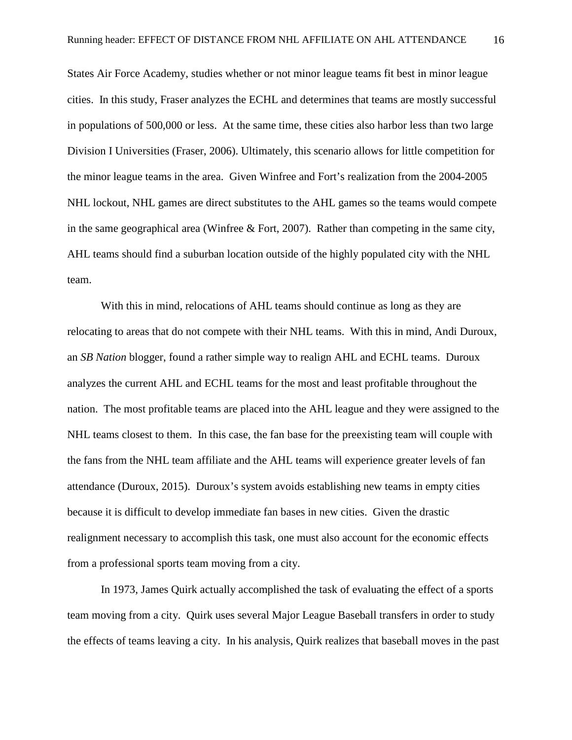States Air Force Academy, studies whether or not minor league teams fit best in minor league cities. In this study, Fraser analyzes the ECHL and determines that teams are mostly successful in populations of 500,000 or less. At the same time, these cities also harbor less than two large Division I Universities (Fraser, 2006). Ultimately, this scenario allows for little competition for the minor league teams in the area. Given Winfree and Fort's realization from the 2004-2005 NHL lockout, NHL games are direct substitutes to the AHL games so the teams would compete in the same geographical area (Winfree & Fort, 2007). Rather than competing in the same city, AHL teams should find a suburban location outside of the highly populated city with the NHL team.

With this in mind, relocations of AHL teams should continue as long as they are relocating to areas that do not compete with their NHL teams. With this in mind, Andi Duroux, an *SB Nation* blogger, found a rather simple way to realign AHL and ECHL teams. Duroux analyzes the current AHL and ECHL teams for the most and least profitable throughout the nation. The most profitable teams are placed into the AHL league and they were assigned to the NHL teams closest to them. In this case, the fan base for the preexisting team will couple with the fans from the NHL team affiliate and the AHL teams will experience greater levels of fan attendance (Duroux, 2015). Duroux's system avoids establishing new teams in empty cities because it is difficult to develop immediate fan bases in new cities. Given the drastic realignment necessary to accomplish this task, one must also account for the economic effects from a professional sports team moving from a city.

In 1973, James Quirk actually accomplished the task of evaluating the effect of a sports team moving from a city. Quirk uses several Major League Baseball transfers in order to study the effects of teams leaving a city. In his analysis, Quirk realizes that baseball moves in the past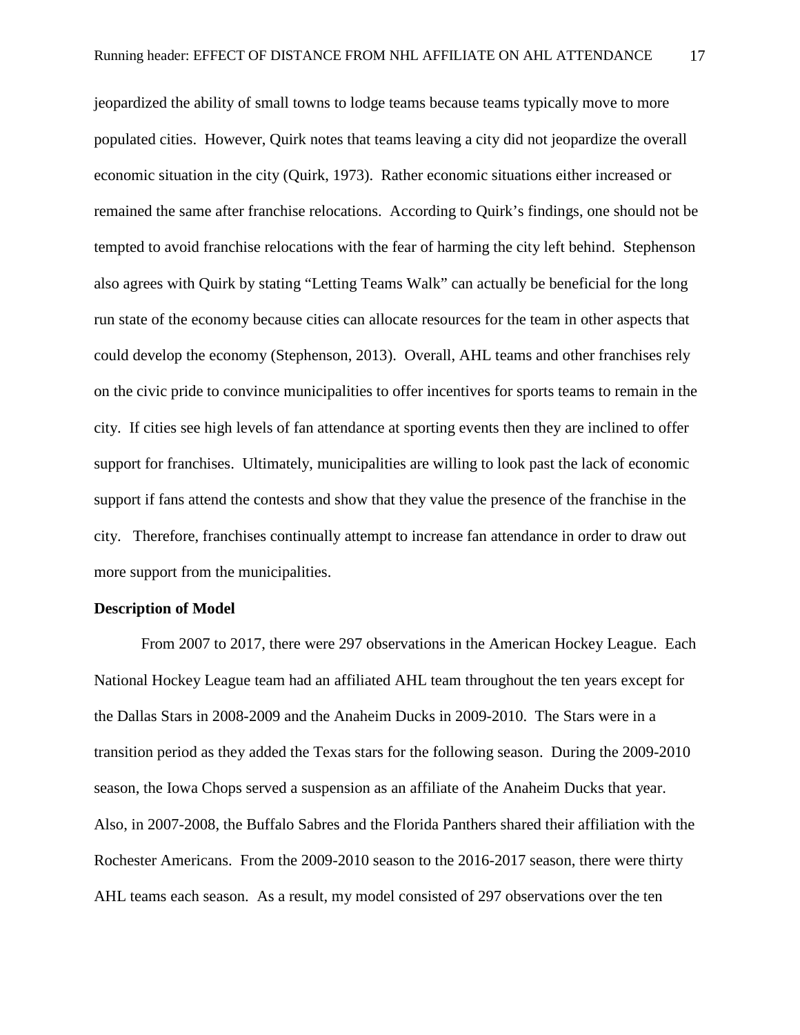jeopardized the ability of small towns to lodge teams because teams typically move to more populated cities. However, Quirk notes that teams leaving a city did not jeopardize the overall economic situation in the city (Quirk, 1973). Rather economic situations either increased or remained the same after franchise relocations. According to Quirk's findings, one should not be tempted to avoid franchise relocations with the fear of harming the city left behind. Stephenson also agrees with Quirk by stating "Letting Teams Walk" can actually be beneficial for the long run state of the economy because cities can allocate resources for the team in other aspects that could develop the economy (Stephenson, 2013). Overall, AHL teams and other franchises rely on the civic pride to convince municipalities to offer incentives for sports teams to remain in the city. If cities see high levels of fan attendance at sporting events then they are inclined to offer support for franchises. Ultimately, municipalities are willing to look past the lack of economic support if fans attend the contests and show that they value the presence of the franchise in the city. Therefore, franchises continually attempt to increase fan attendance in order to draw out more support from the municipalities.

**Description of Model**

From 2007 to 2017, there were 297 observations in the American Hockey League. Each National Hockey League team had an affiliated AHL team throughout the ten years except for the Dallas Stars in 2008-2009 and the Anaheim Ducks in 2009-2010. The Stars were in a transition period as they added the Texas stars for the following season. During the 2009-2010 season, the Iowa Chops served a suspension as an affiliate of the Anaheim Ducks that year. Also, in 2007-2008, the Buffalo Sabres and the Florida Panthers shared their affiliation with the Rochester Americans. From the 2009-2010 season to the 2016-2017 season, there were thirty AHL teams each season. As a result, my model consisted of 297 observations over the ten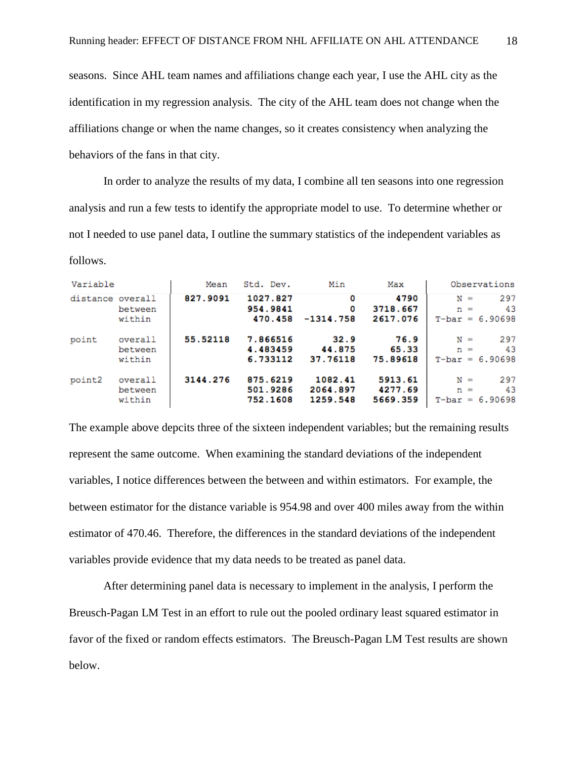seasons. Since AHL team names and affiliations change each year, I use the AHL city as the identification in my regression analysis. The city of the AHL team does not change when the affiliations change or when the name changes, so it creates consistency when analyzing the behaviors of the fans in that city.

In order to analyze the results of my data, I combine all ten seasons into one regression analysis and run a few tests to identify the appropriate model to use. To determine whether or not I needed to use panel data, I outline the summary statistics of the independent variables as follows.

| Variable | | Mean | Std. Dev. | Min | Max | Observations |
|---|---|---|---|---|---|---|
| distance | overall | 827.9091 | 1027.827 | 0 | 4790 | N = 297 |
| | between | | 954.9841 | 0 | 3718.667 | n = 43 |
| | within | | 470.458 | -1314.758 | 2617.076 | T-bar = 6.90698 |
| point | overall | 55.52118 | 7.866516 | 32.9 | 76.9 | N = 297 |
| | between | | 4.483459 | 44.875 | 65.33 | n = 43 |
| | within | | 6.733112 | 37.76118 | 75.89618 | T-bar = 6.90698 |
| point2 | overall | 3144.276 | 875.6219 | 1082.41 | 5913.61 | N = 297 |
| | between | | 501.9286 | 2064.897 | 4277.69 | n = 43 |
| | within | | 752.1608 | 1259.548 | 5669.359 | T-bar = 6.90698 |

The example above depcits three of the sixteen independent variables; but the remaining results represent the same outcome. When examining the standard deviations of the independent variables, I notice differences between the between and within estimators. For example, the between estimator for the distance variable is 954.98 and over 400 miles away from the within estimator of 470.46. Therefore, the differences in the standard deviations of the independent variables provide evidence that my data needs to be treated as panel data.

After determining panel data is necessary to implement in the analysis, I perform the Breusch-Pagan LM Test in an effort to rule out the pooled ordinary least squared estimator in favor of the fixed or random effects estimators. The Breusch-Pagan LM Test results are shown below.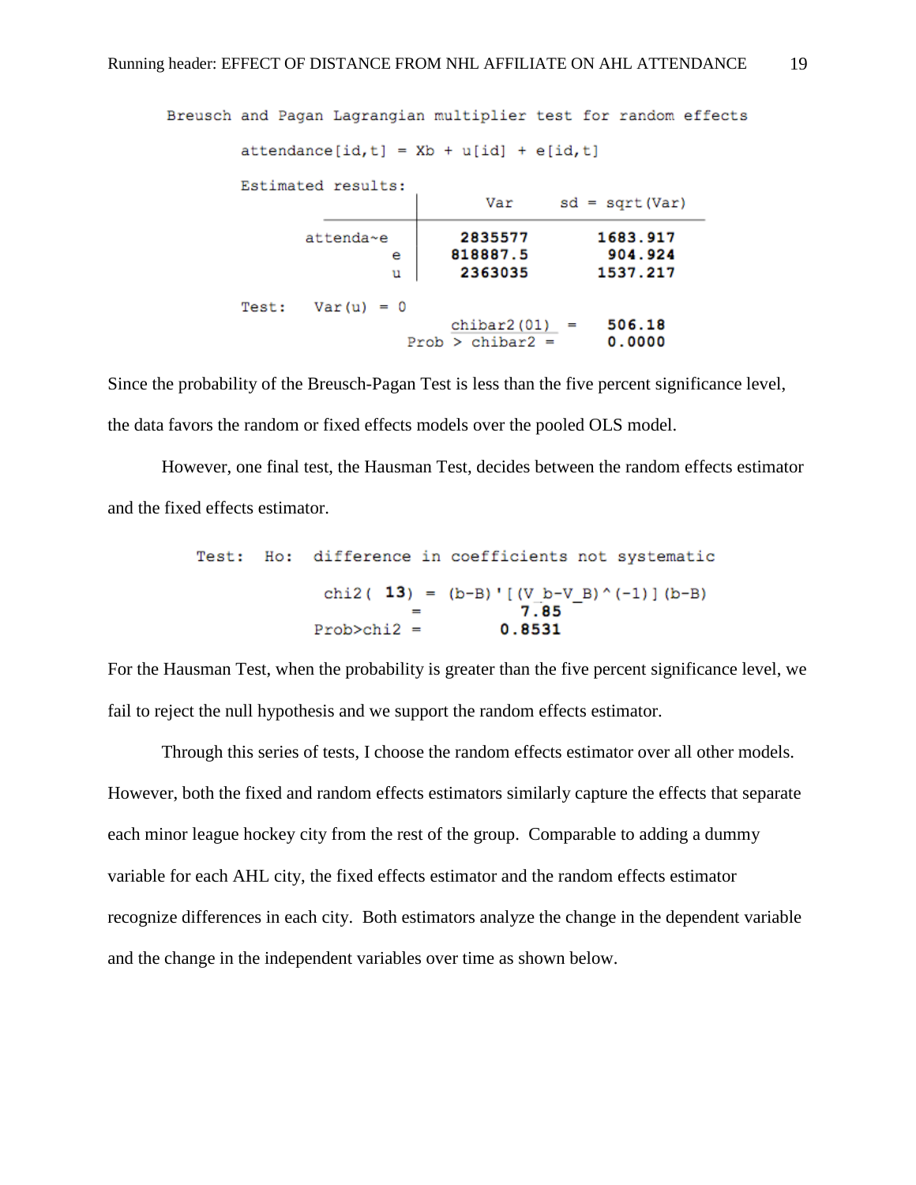```
Breusch and Pagan Lagrangian multiplier test for random effects

        attendance[id,t] = Xb + u[id] + e[id,t]

        Estimated results:
                         |       Var     sd = sqrt(Var)
                ---------+-----------------------------
                attenda~e |    2835577       1683.917
                        e |   818887.5        904.924
                        u |    2363035       1537.217

        Test:   Var(u) = 0
                             chibar2(01) =    506.18
                          Prob > chibar2 =    0.0000
```

Since the probability of the Breusch-Pagan Test is less than the five percent significance level, the data favors the random or fixed effects models over the pooled OLS model.

However, one final test, the Hausman Test, decides between the random effects estimator and the fixed effects estimator.

```
Test:  Ho:  difference in coefficients not systematic

              chi2( 13) = (b-B)'[(V_b-V_B)^(-1)](b-B)
                        =        7.85
             Prob>chi2 =       0.8531
```

For the Hausman Test, when the probability is greater than the five percent significance level, we fail to reject the null hypothesis and we support the random effects estimator.

Through this series of tests, I choose the random effects estimator over all other models. However, both the fixed and random effects estimators similarly capture the effects that separate each minor league hockey city from the rest of the group. Comparable to adding a dummy variable for each AHL city, the fixed effects estimator and the random effects estimator recognize differences in each city. Both estimators analyze the change in the dependent variable and the change in the independent variables over time as shown below.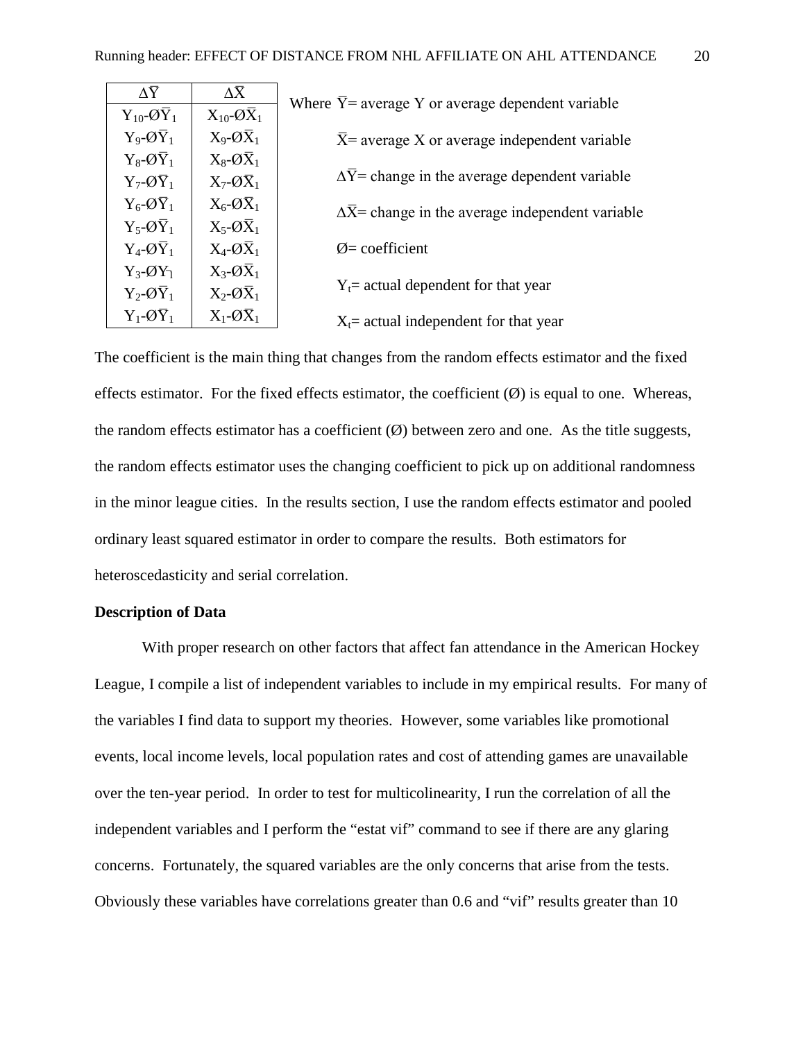| $\Delta\bar{Y}$ | $\Delta\bar{X}$ |
| --- | --- |
| $Y_{10}$-Ø$\bar{Y}_1$ | $X_{10}$-Ø$\bar{X}_1$ |
| $Y_9$-Ø$\bar{Y}_1$ | $X_9$-Ø$\bar{X}_1$ |
| $Y_8$-Ø$\bar{Y}_1$ | $X_8$-Ø$\bar{X}_1$ |
| $Y_7$-Ø$\bar{Y}_1$ | $X_7$-Ø$\bar{X}_1$ |
| $Y_6$-Ø$\bar{Y}_1$ | $X_6$-Ø$\bar{X}_1$ |
| $Y_5$-Ø$\bar{Y}_1$ | $X_5$-Ø$\bar{X}_1$ |
| $Y_4$-Ø$\bar{Y}_1$ | $X_4$-Ø$\bar{X}_1$ |
| $Y_3$-Ø$\bar{Y}_1$ | $X_3$-Ø$\bar{X}_1$ |
| $Y_2$-Ø$\bar{Y}_1$ | $X_2$-Ø$\bar{X}_1$ |
| $Y_1$-Ø$\bar{Y}_1$ | $X_1$-Ø$\bar{X}_1$ |

Where $\bar{Y}$= average Y or average dependent variable

$\bar{X}$= average X or average independent variable

$\Delta\bar{Y}$= change in the average dependent variable

$\Delta\bar{X}$= change in the average independent variable

Ø= coefficient

$Y_t$= actual dependent for that year

$X_t$= actual independent for that year

The coefficient is the main thing that changes from the random effects estimator and the fixed effects estimator. For the fixed effects estimator, the coefficient (Ø) is equal to one. Whereas, the random effects estimator has a coefficient (Ø) between zero and one. As the title suggests, the random effects estimator uses the changing coefficient to pick up on additional randomness in the minor league cities. In the results section, I use the random effects estimator and pooled ordinary least squared estimator in order to compare the results. Both estimators for heteroscedasticity and serial correlation.

**Description of Data**

With proper research on other factors that affect fan attendance in the American Hockey League, I compile a list of independent variables to include in my empirical results. For many of the variables I find data to support my theories. However, some variables like promotional events, local income levels, local population rates and cost of attending games are unavailable over the ten-year period. In order to test for multicolinearity, I run the correlation of all the independent variables and I perform the "estat vif" command to see if there are any glaring concerns. Fortunately, the squared variables are the only concerns that arise from the tests. Obviously these variables have correlations greater than 0.6 and "vif" results greater than 10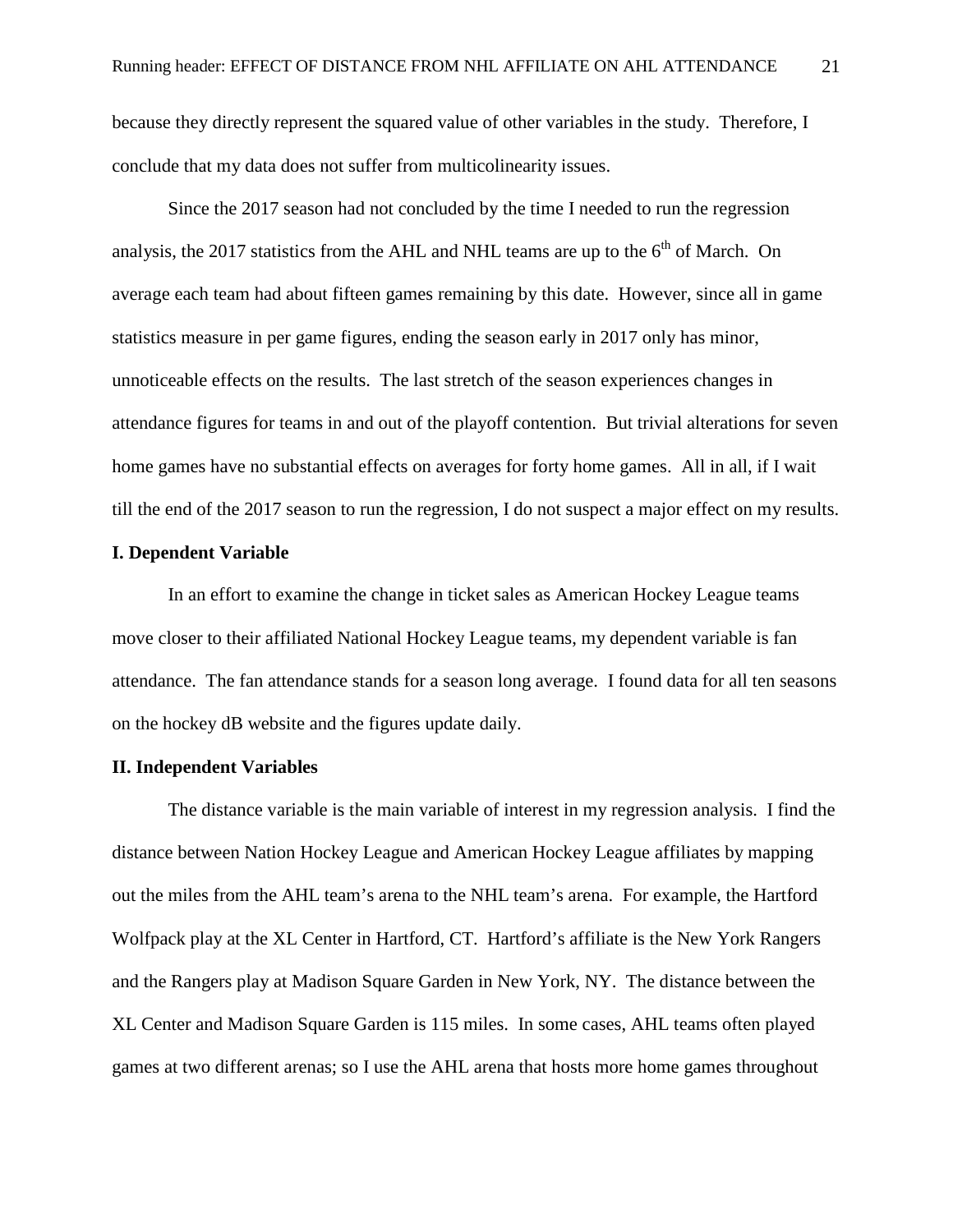because they directly represent the squared value of other variables in the study. Therefore, I conclude that my data does not suffer from multicolinearity issues.

Since the 2017 season had not concluded by the time I needed to run the regression analysis, the 2017 statistics from the AHL and NHL teams are up to the 6th of March. On average each team had about fifteen games remaining by this date. However, since all in game statistics measure in per game figures, ending the season early in 2017 only has minor, unnoticeable effects on the results. The last stretch of the season experiences changes in attendance figures for teams in and out of the playoff contention. But trivial alterations for seven home games have no substantial effects on averages for forty home games. All in all, if I wait till the end of the 2017 season to run the regression, I do not suspect a major effect on my results.

**I. Dependent Variable**

In an effort to examine the change in ticket sales as American Hockey League teams move closer to their affiliated National Hockey League teams, my dependent variable is fan attendance. The fan attendance stands for a season long average. I found data for all ten seasons on the hockey dB website and the figures update daily.

**II. Independent Variables**

The distance variable is the main variable of interest in my regression analysis. I find the distance between Nation Hockey League and American Hockey League affiliates by mapping out the miles from the AHL team's arena to the NHL team's arena. For example, the Hartford Wolfpack play at the XL Center in Hartford, CT. Hartford's affiliate is the New York Rangers and the Rangers play at Madison Square Garden in New York, NY. The distance between the XL Center and Madison Square Garden is 115 miles. In some cases, AHL teams often played games at two different arenas; so I use the AHL arena that hosts more home games throughout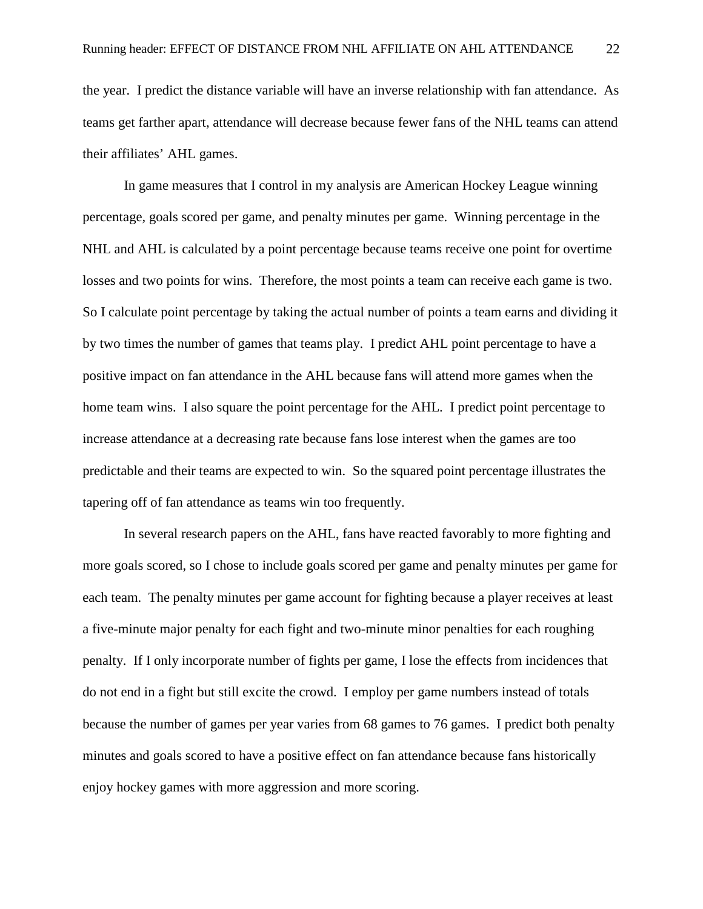the year. I predict the distance variable will have an inverse relationship with fan attendance. As teams get farther apart, attendance will decrease because fewer fans of the NHL teams can attend their affiliates' AHL games.

In game measures that I control in my analysis are American Hockey League winning percentage, goals scored per game, and penalty minutes per game. Winning percentage in the NHL and AHL is calculated by a point percentage because teams receive one point for overtime losses and two points for wins. Therefore, the most points a team can receive each game is two. So I calculate point percentage by taking the actual number of points a team earns and dividing it by two times the number of games that teams play. I predict AHL point percentage to have a positive impact on fan attendance in the AHL because fans will attend more games when the home team wins. I also square the point percentage for the AHL. I predict point percentage to increase attendance at a decreasing rate because fans lose interest when the games are too predictable and their teams are expected to win. So the squared point percentage illustrates the tapering off of fan attendance as teams win too frequently.

In several research papers on the AHL, fans have reacted favorably to more fighting and more goals scored, so I chose to include goals scored per game and penalty minutes per game for each team. The penalty minutes per game account for fighting because a player receives at least a five-minute major penalty for each fight and two-minute minor penalties for each roughing penalty. If I only incorporate number of fights per game, I lose the effects from incidences that do not end in a fight but still excite the crowd. I employ per game numbers instead of totals because the number of games per year varies from 68 games to 76 games. I predict both penalty minutes and goals scored to have a positive effect on fan attendance because fans historically enjoy hockey games with more aggression and more scoring.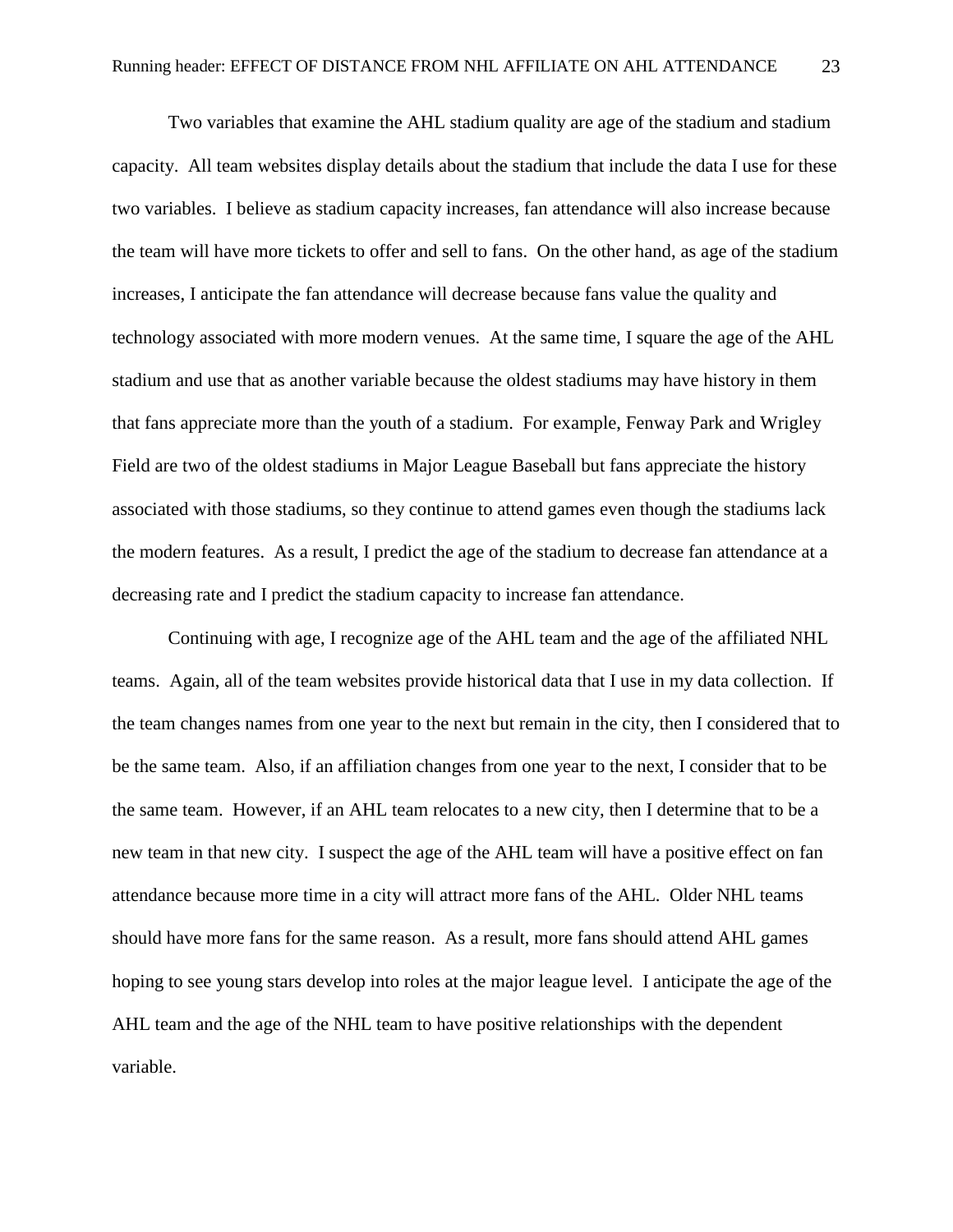Two variables that examine the AHL stadium quality are age of the stadium and stadium capacity. All team websites display details about the stadium that include the data I use for these two variables. I believe as stadium capacity increases, fan attendance will also increase because the team will have more tickets to offer and sell to fans. On the other hand, as age of the stadium increases, I anticipate the fan attendance will decrease because fans value the quality and technology associated with more modern venues. At the same time, I square the age of the AHL stadium and use that as another variable because the oldest stadiums may have history in them that fans appreciate more than the youth of a stadium. For example, Fenway Park and Wrigley Field are two of the oldest stadiums in Major League Baseball but fans appreciate the history associated with those stadiums, so they continue to attend games even though the stadiums lack the modern features. As a result, I predict the age of the stadium to decrease fan attendance at a decreasing rate and I predict the stadium capacity to increase fan attendance.

Continuing with age, I recognize age of the AHL team and the age of the affiliated NHL teams. Again, all of the team websites provide historical data that I use in my data collection. If the team changes names from one year to the next but remain in the city, then I considered that to be the same team. Also, if an affiliation changes from one year to the next, I consider that to be the same team. However, if an AHL team relocates to a new city, then I determine that to be a new team in that new city. I suspect the age of the AHL team will have a positive effect on fan attendance because more time in a city will attract more fans of the AHL. Older NHL teams should have more fans for the same reason. As a result, more fans should attend AHL games hoping to see young stars develop into roles at the major league level. I anticipate the age of the AHL team and the age of the NHL team to have positive relationships with the dependent variable.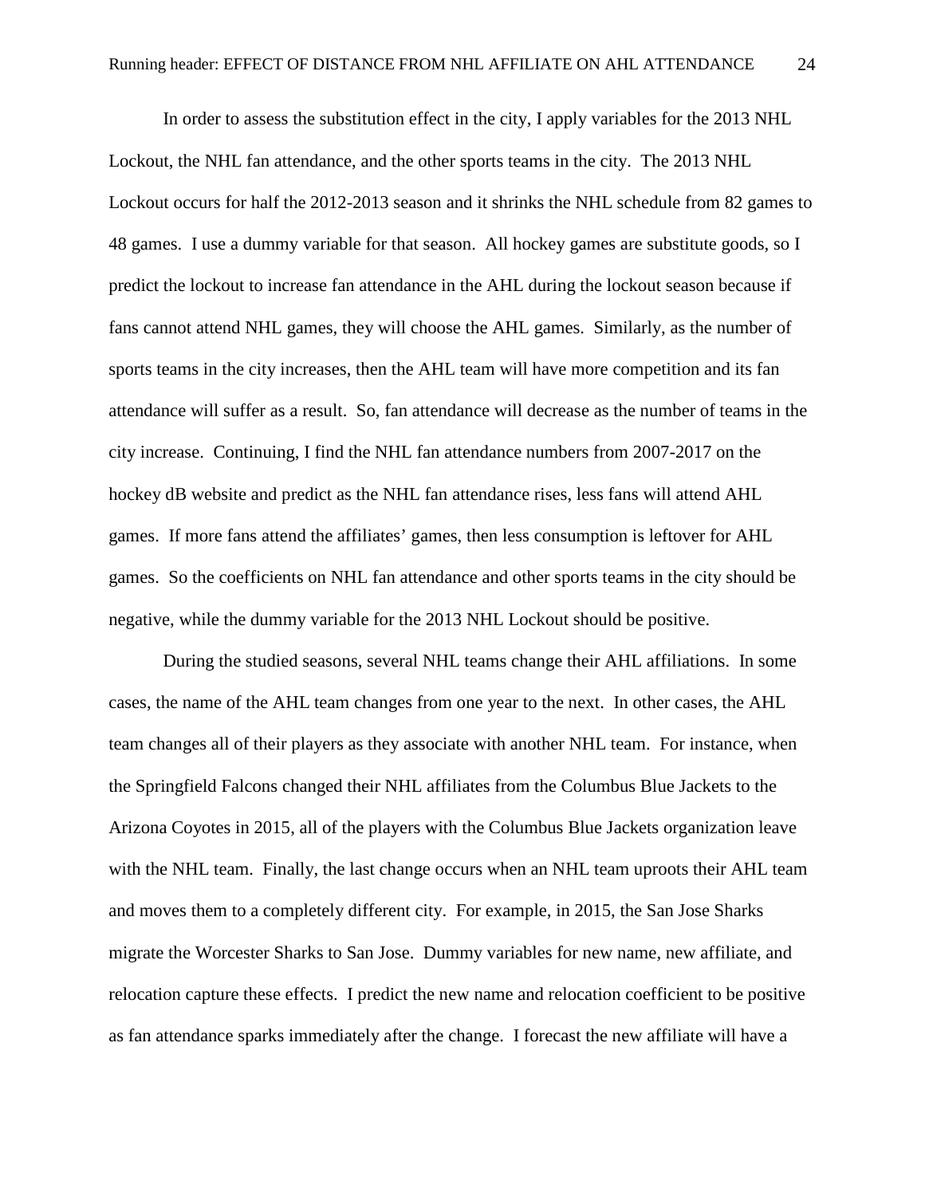In order to assess the substitution effect in the city, I apply variables for the 2013 NHL Lockout, the NHL fan attendance, and the other sports teams in the city. The 2013 NHL Lockout occurs for half the 2012-2013 season and it shrinks the NHL schedule from 82 games to 48 games. I use a dummy variable for that season. All hockey games are substitute goods, so I predict the lockout to increase fan attendance in the AHL during the lockout season because if fans cannot attend NHL games, they will choose the AHL games. Similarly, as the number of sports teams in the city increases, then the AHL team will have more competition and its fan attendance will suffer as a result. So, fan attendance will decrease as the number of teams in the city increase. Continuing, I find the NHL fan attendance numbers from 2007-2017 on the hockey dB website and predict as the NHL fan attendance rises, less fans will attend AHL games. If more fans attend the affiliates' games, then less consumption is leftover for AHL games. So the coefficients on NHL fan attendance and other sports teams in the city should be negative, while the dummy variable for the 2013 NHL Lockout should be positive.

During the studied seasons, several NHL teams change their AHL affiliations. In some cases, the name of the AHL team changes from one year to the next. In other cases, the AHL team changes all of their players as they associate with another NHL team. For instance, when the Springfield Falcons changed their NHL affiliates from the Columbus Blue Jackets to the Arizona Coyotes in 2015, all of the players with the Columbus Blue Jackets organization leave with the NHL team. Finally, the last change occurs when an NHL team uproots their AHL team and moves them to a completely different city. For example, in 2015, the San Jose Sharks migrate the Worcester Sharks to San Jose. Dummy variables for new name, new affiliate, and relocation capture these effects. I predict the new name and relocation coefficient to be positive as fan attendance sparks immediately after the change. I forecast the new affiliate will have a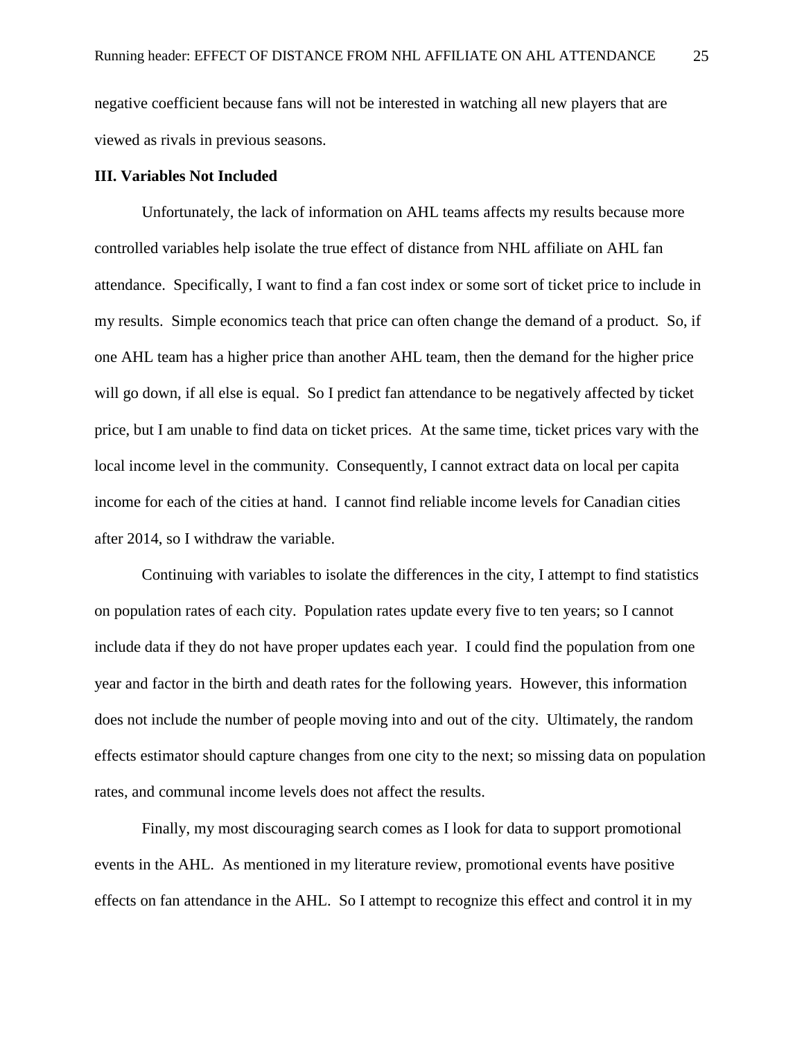negative coefficient because fans will not be interested in watching all new players that are viewed as rivals in previous seasons.

### III. Variables Not Included

Unfortunately, the lack of information on AHL teams affects my results because more controlled variables help isolate the true effect of distance from NHL affiliate on AHL fan attendance. Specifically, I want to find a fan cost index or some sort of ticket price to include in my results. Simple economics teach that price can often change the demand of a product. So, if one AHL team has a higher price than another AHL team, then the demand for the higher price will go down, if all else is equal. So I predict fan attendance to be negatively affected by ticket price, but I am unable to find data on ticket prices. At the same time, ticket prices vary with the local income level in the community. Consequently, I cannot extract data on local per capita income for each of the cities at hand. I cannot find reliable income levels for Canadian cities after 2014, so I withdraw the variable.

Continuing with variables to isolate the differences in the city, I attempt to find statistics on population rates of each city. Population rates update every five to ten years; so I cannot include data if they do not have proper updates each year. I could find the population from one year and factor in the birth and death rates for the following years. However, this information does not include the number of people moving into and out of the city. Ultimately, the random effects estimator should capture changes from one city to the next; so missing data on population rates, and communal income levels does not affect the results.

Finally, my most discouraging search comes as I look for data to support promotional events in the AHL. As mentioned in my literature review, promotional events have positive effects on fan attendance in the AHL. So I attempt to recognize this effect and control it in my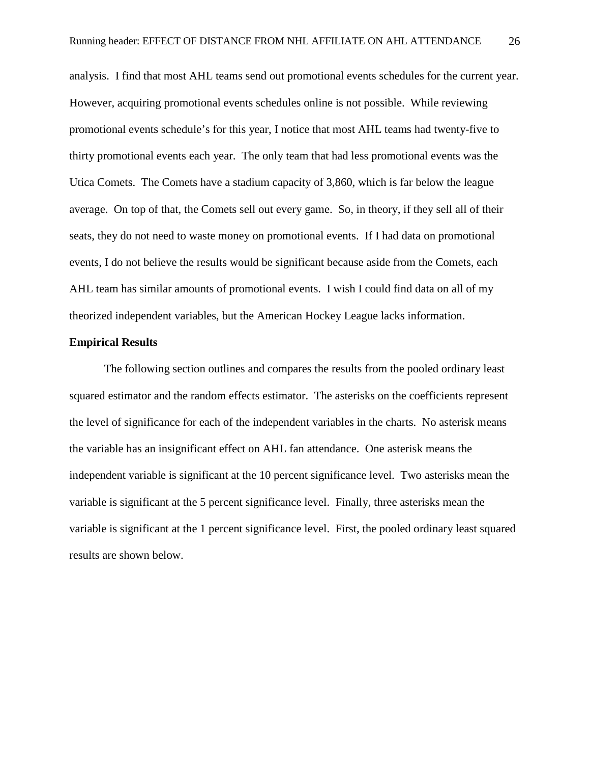analysis. I find that most AHL teams send out promotional events schedules for the current year. However, acquiring promotional events schedules online is not possible. While reviewing promotional events schedule's for this year, I notice that most AHL teams had twenty-five to thirty promotional events each year. The only team that had less promotional events was the Utica Comets. The Comets have a stadium capacity of 3,860, which is far below the league average. On top of that, the Comets sell out every game. So, in theory, if they sell all of their seats, they do not need to waste money on promotional events. If I had data on promotional events, I do not believe the results would be significant because aside from the Comets, each AHL team has similar amounts of promotional events. I wish I could find data on all of my theorized independent variables, but the American Hockey League lacks information.

**Empirical Results**

The following section outlines and compares the results from the pooled ordinary least squared estimator and the random effects estimator. The asterisks on the coefficients represent the level of significance for each of the independent variables in the charts. No asterisk means the variable has an insignificant effect on AHL fan attendance. One asterisk means the independent variable is significant at the 10 percent significance level. Two asterisks mean the variable is significant at the 5 percent significance level. Finally, three asterisks mean the variable is significant at the 1 percent significance level. First, the pooled ordinary least squared results are shown below.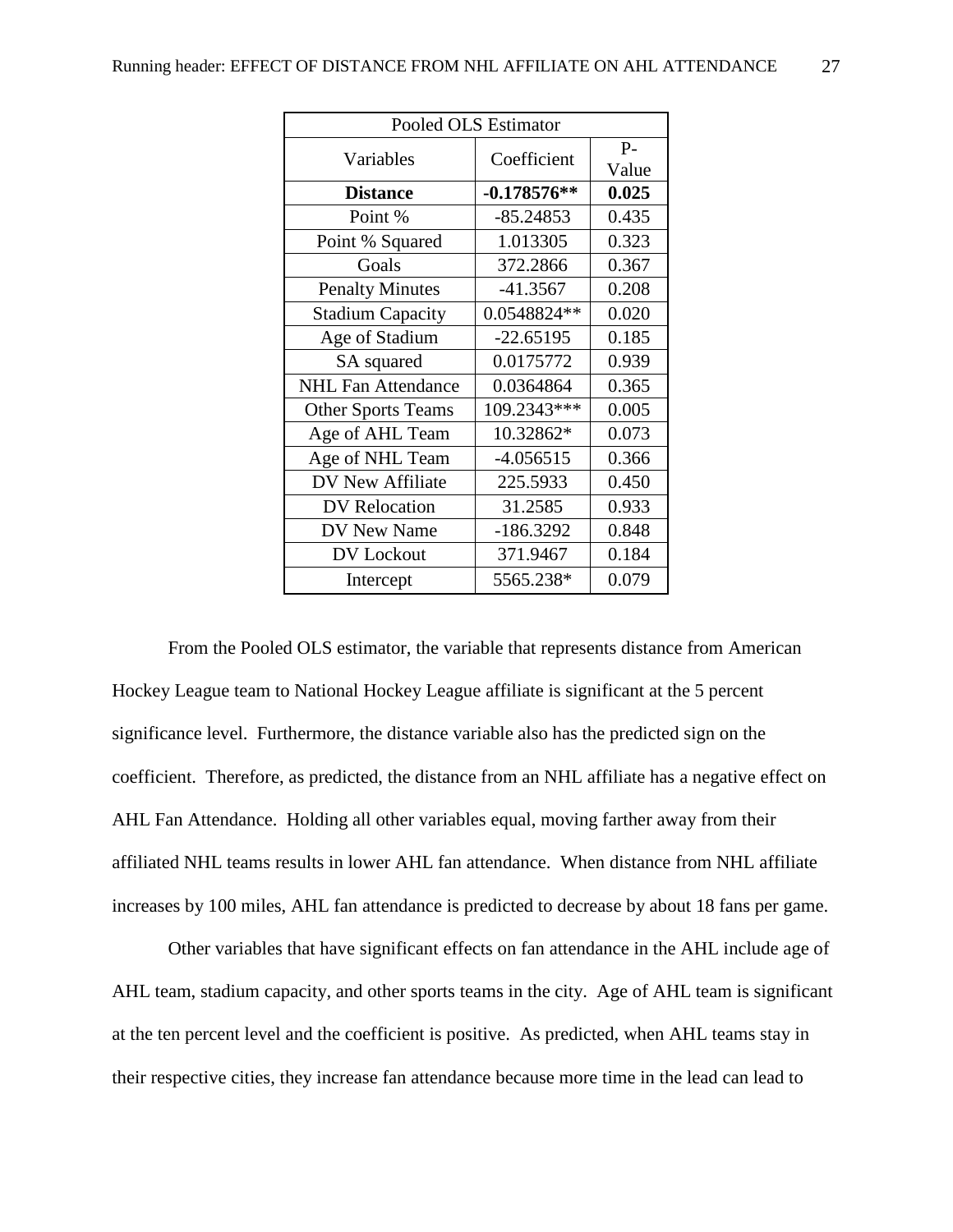| Pooled OLS Estimator | | |
|---|---|---|
| Variables | Coefficient | P-Value |
| **Distance** | **-0.178576**** | **0.025** |
| Point % | -85.24853 | 0.435 |
| Point % Squared | 1.013305 | 0.323 |
| Goals | 372.2866 | 0.367 |
| Penalty Minutes | -41.3567 | 0.208 |
| Stadium Capacity | 0.0548824** | 0.020 |
| Age of Stadium | -22.65195 | 0.185 |
| SA squared | 0.0175772 | 0.939 |
| NHL Fan Attendance | 0.0364864 | 0.365 |
| Other Sports Teams | 109.2343*** | 0.005 |
| Age of AHL Team | 10.32862* | 0.073 |
| Age of NHL Team | -4.056515 | 0.366 |
| DV New Affiliate | 225.5933 | 0.450 |
| DV Relocation | 31.2585 | 0.933 |
| DV New Name | -186.3292 | 0.848 |
| DV Lockout | 371.9467 | 0.184 |
| Intercept | 5565.238* | 0.079 |

From the Pooled OLS estimator, the variable that represents distance from American Hockey League team to National Hockey League affiliate is significant at the 5 percent significance level. Furthermore, the distance variable also has the predicted sign on the coefficient. Therefore, as predicted, the distance from an NHL affiliate has a negative effect on AHL Fan Attendance. Holding all other variables equal, moving farther away from their affiliated NHL teams results in lower AHL fan attendance. When distance from NHL affiliate increases by 100 miles, AHL fan attendance is predicted to decrease by about 18 fans per game.

Other variables that have significant effects on fan attendance in the AHL include age of AHL team, stadium capacity, and other sports teams in the city. Age of AHL team is significant at the ten percent level and the coefficient is positive. As predicted, when AHL teams stay in their respective cities, they increase fan attendance because more time in the lead can lead to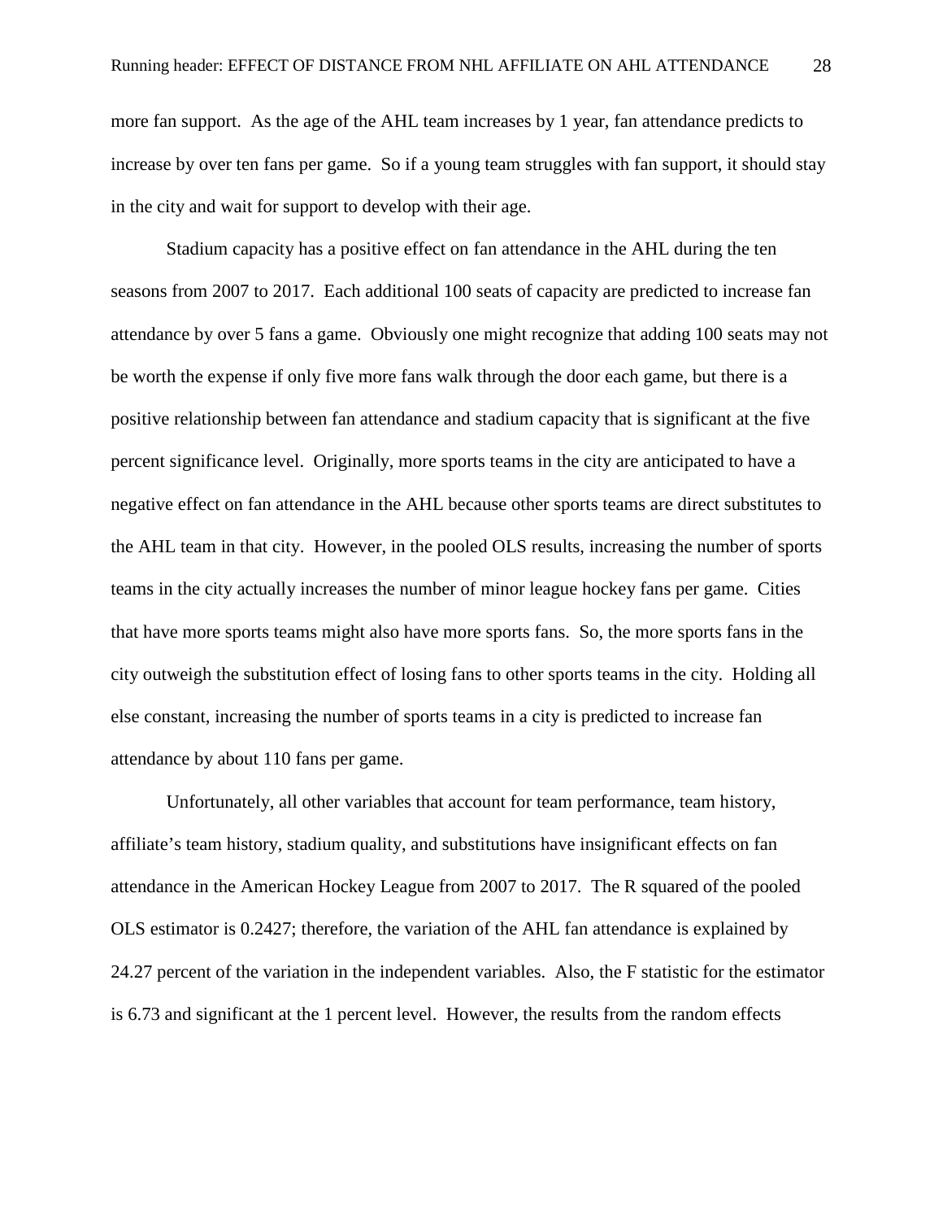more fan support. As the age of the AHL team increases by 1 year, fan attendance predicts to increase by over ten fans per game. So if a young team struggles with fan support, it should stay in the city and wait for support to develop with their age.

Stadium capacity has a positive effect on fan attendance in the AHL during the ten seasons from 2007 to 2017. Each additional 100 seats of capacity are predicted to increase fan attendance by over 5 fans a game. Obviously one might recognize that adding 100 seats may not be worth the expense if only five more fans walk through the door each game, but there is a positive relationship between fan attendance and stadium capacity that is significant at the five percent significance level. Originally, more sports teams in the city are anticipated to have a negative effect on fan attendance in the AHL because other sports teams are direct substitutes to the AHL team in that city. However, in the pooled OLS results, increasing the number of sports teams in the city actually increases the number of minor league hockey fans per game. Cities that have more sports teams might also have more sports fans. So, the more sports fans in the city outweigh the substitution effect of losing fans to other sports teams in the city. Holding all else constant, increasing the number of sports teams in a city is predicted to increase fan attendance by about 110 fans per game.

Unfortunately, all other variables that account for team performance, team history, affiliate's team history, stadium quality, and substitutions have insignificant effects on fan attendance in the American Hockey League from 2007 to 2017. The R squared of the pooled OLS estimator is 0.2427; therefore, the variation of the AHL fan attendance is explained by 24.27 percent of the variation in the independent variables. Also, the F statistic for the estimator is 6.73 and significant at the 1 percent level. However, the results from the random effects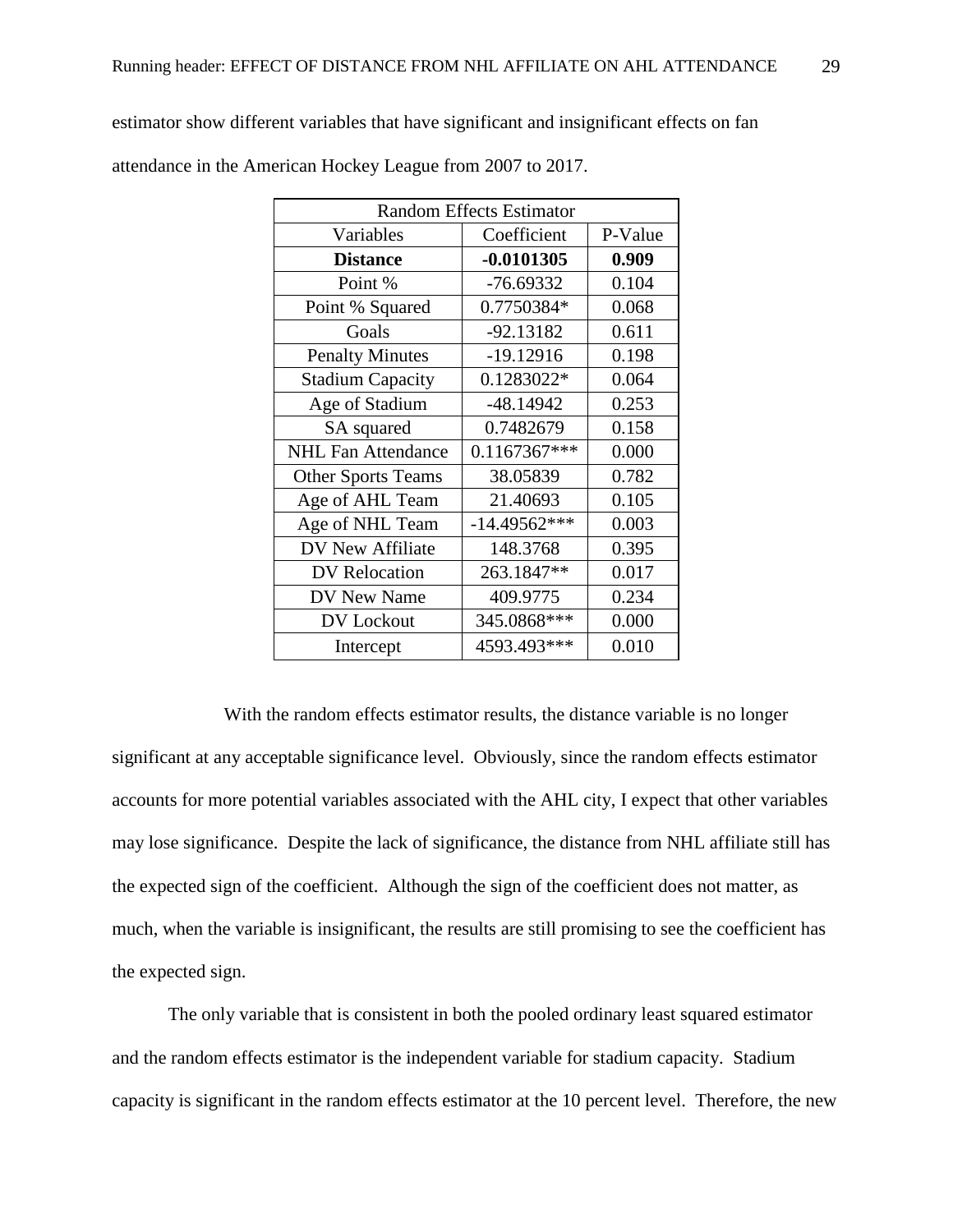estimator show different variables that have significant and insignificant effects on fan attendance in the American Hockey League from 2007 to 2017.

| Random Effects Estimator | | |
|---|---|---|
| Variables | Coefficient | P-Value |
| **Distance** | **-0.0101305** | **0.909** |
| Point % | -76.69332 | 0.104 |
| Point % Squared | 0.7750384* | 0.068 |
| Goals | -92.13182 | 0.611 |
| Penalty Minutes | -19.12916 | 0.198 |
| Stadium Capacity | 0.1283022* | 0.064 |
| Age of Stadium | -48.14942 | 0.253 |
| SA squared | 0.7482679 | 0.158 |
| NHL Fan Attendance | 0.1167367*** | 0.000 |
| Other Sports Teams | 38.05839 | 0.782 |
| Age of AHL Team | 21.40693 | 0.105 |
| Age of NHL Team | -14.49562*** | 0.003 |
| DV New Affiliate | 148.3768 | 0.395 |
| DV Relocation | 263.1847** | 0.017 |
| DV New Name | 409.9775 | 0.234 |
| DV Lockout | 345.0868*** | 0.000 |
| Intercept | 4593.493*** | 0.010 |

With the random effects estimator results, the distance variable is no longer significant at any acceptable significance level. Obviously, since the random effects estimator accounts for more potential variables associated with the AHL city, I expect that other variables may lose significance. Despite the lack of significance, the distance from NHL affiliate still has the expected sign of the coefficient. Although the sign of the coefficient does not matter, as much, when the variable is insignificant, the results are still promising to see the coefficient has the expected sign.

The only variable that is consistent in both the pooled ordinary least squared estimator and the random effects estimator is the independent variable for stadium capacity. Stadium capacity is significant in the random effects estimator at the 10 percent level. Therefore, the new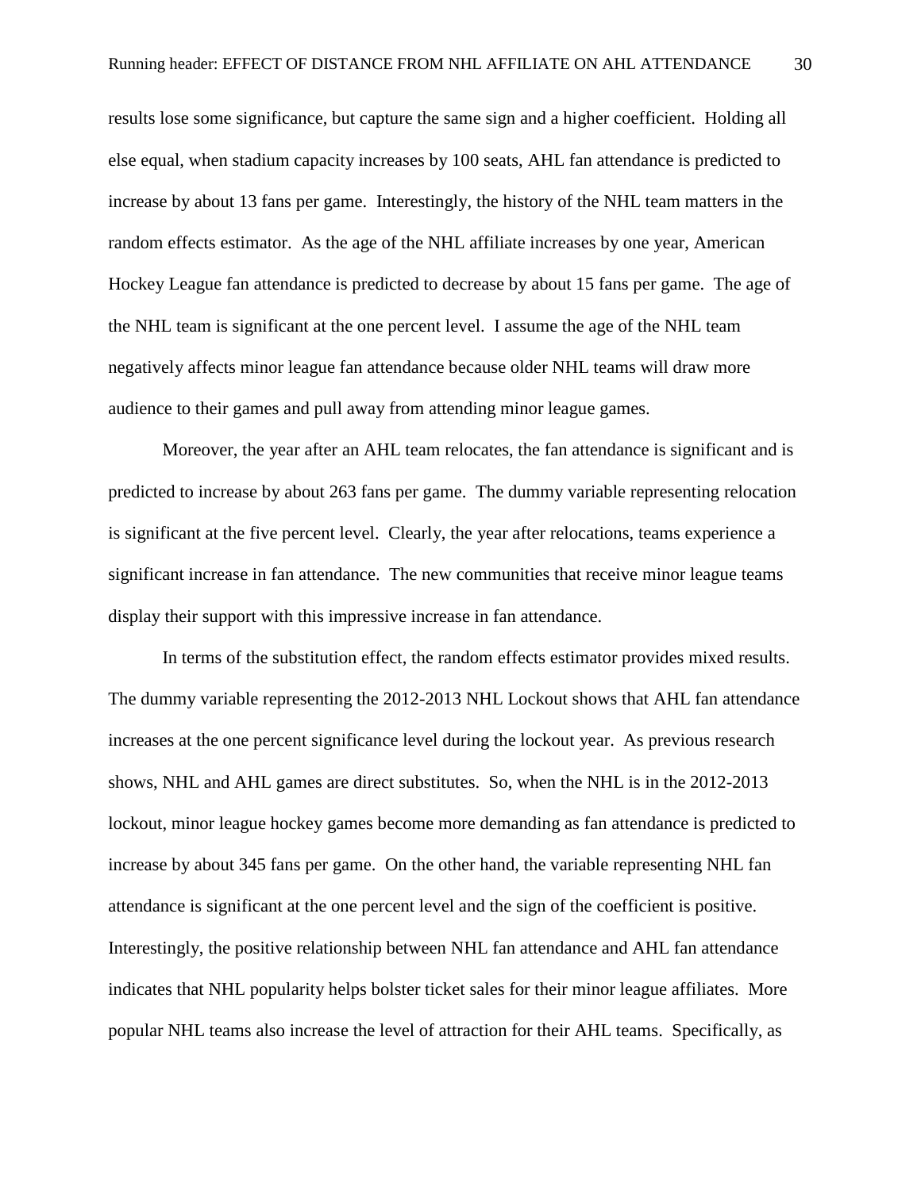results lose some significance, but capture the same sign and a higher coefficient. Holding all else equal, when stadium capacity increases by 100 seats, AHL fan attendance is predicted to increase by about 13 fans per game. Interestingly, the history of the NHL team matters in the random effects estimator. As the age of the NHL affiliate increases by one year, American Hockey League fan attendance is predicted to decrease by about 15 fans per game. The age of the NHL team is significant at the one percent level. I assume the age of the NHL team negatively affects minor league fan attendance because older NHL teams will draw more audience to their games and pull away from attending minor league games.

Moreover, the year after an AHL team relocates, the fan attendance is significant and is predicted to increase by about 263 fans per game. The dummy variable representing relocation is significant at the five percent level. Clearly, the year after relocations, teams experience a significant increase in fan attendance. The new communities that receive minor league teams display their support with this impressive increase in fan attendance.

In terms of the substitution effect, the random effects estimator provides mixed results. The dummy variable representing the 2012-2013 NHL Lockout shows that AHL fan attendance increases at the one percent significance level during the lockout year. As previous research shows, NHL and AHL games are direct substitutes. So, when the NHL is in the 2012-2013 lockout, minor league hockey games become more demanding as fan attendance is predicted to increase by about 345 fans per game. On the other hand, the variable representing NHL fan attendance is significant at the one percent level and the sign of the coefficient is positive. Interestingly, the positive relationship between NHL fan attendance and AHL fan attendance indicates that NHL popularity helps bolster ticket sales for their minor league affiliates. More popular NHL teams also increase the level of attraction for their AHL teams. Specifically, as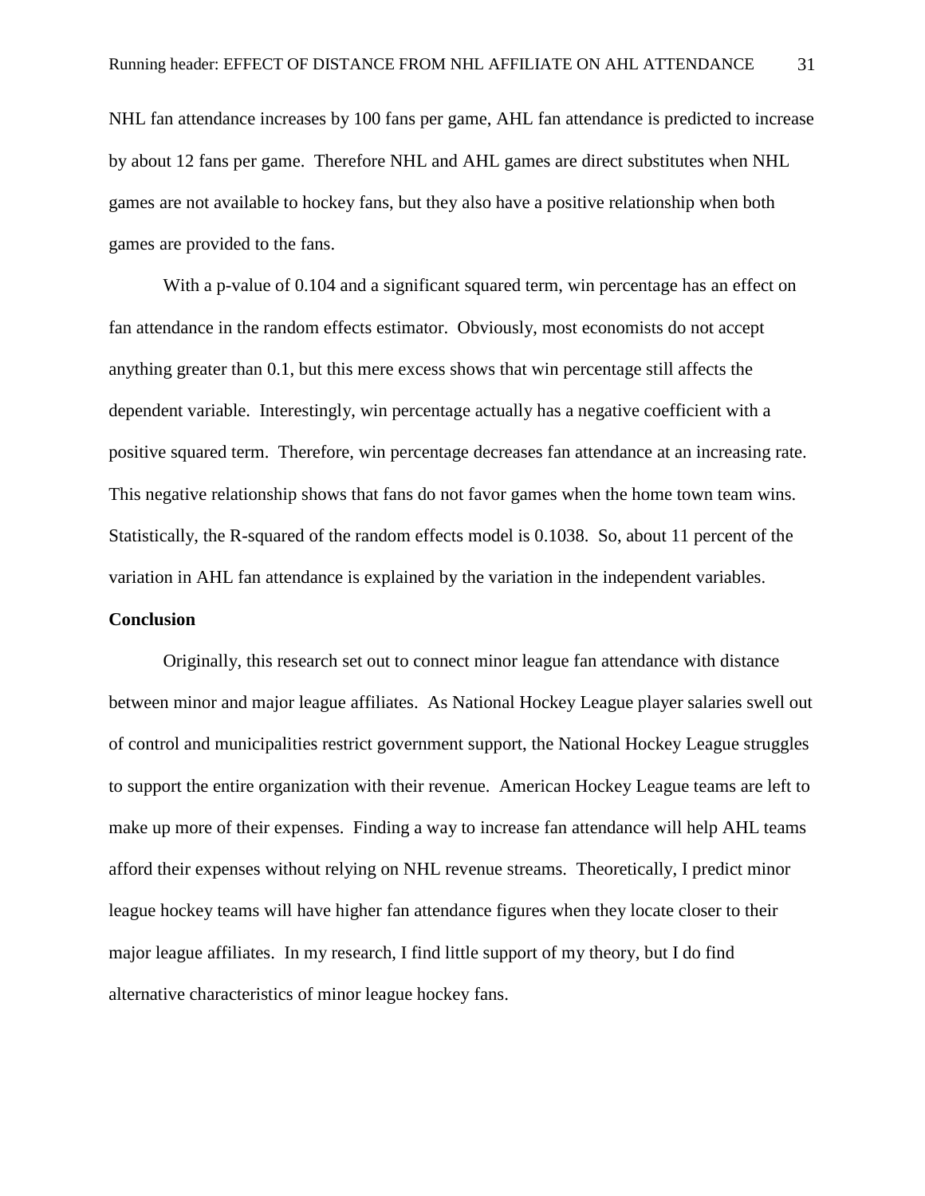NHL fan attendance increases by 100 fans per game, AHL fan attendance is predicted to increase by about 12 fans per game. Therefore NHL and AHL games are direct substitutes when NHL games are not available to hockey fans, but they also have a positive relationship when both games are provided to the fans.

With a p-value of 0.104 and a significant squared term, win percentage has an effect on fan attendance in the random effects estimator. Obviously, most economists do not accept anything greater than 0.1, but this mere excess shows that win percentage still affects the dependent variable. Interestingly, win percentage actually has a negative coefficient with a positive squared term. Therefore, win percentage decreases fan attendance at an increasing rate. This negative relationship shows that fans do not favor games when the home town team wins. Statistically, the R-squared of the random effects model is 0.1038. So, about 11 percent of the variation in AHL fan attendance is explained by the variation in the independent variables.

**Conclusion**

Originally, this research set out to connect minor league fan attendance with distance between minor and major league affiliates. As National Hockey League player salaries swell out of control and municipalities restrict government support, the National Hockey League struggles to support the entire organization with their revenue. American Hockey League teams are left to make up more of their expenses. Finding a way to increase fan attendance will help AHL teams afford their expenses without relying on NHL revenue streams. Theoretically, I predict minor league hockey teams will have higher fan attendance figures when they locate closer to their major league affiliates. In my research, I find little support of my theory, but I do find alternative characteristics of minor league hockey fans.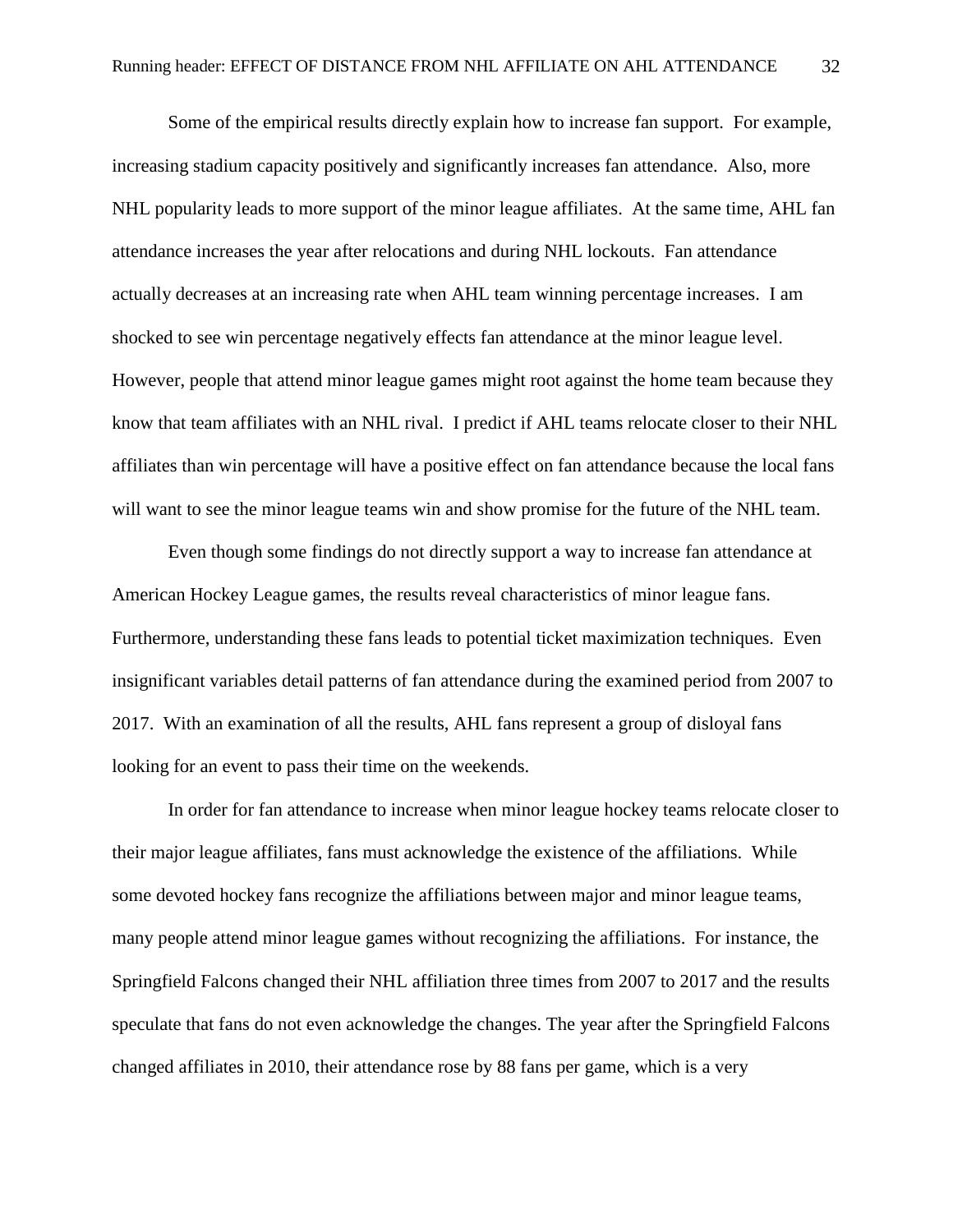Some of the empirical results directly explain how to increase fan support. For example, increasing stadium capacity positively and significantly increases fan attendance. Also, more NHL popularity leads to more support of the minor league affiliates. At the same time, AHL fan attendance increases the year after relocations and during NHL lockouts. Fan attendance actually decreases at an increasing rate when AHL team winning percentage increases. I am shocked to see win percentage negatively effects fan attendance at the minor league level. However, people that attend minor league games might root against the home team because they know that team affiliates with an NHL rival. I predict if AHL teams relocate closer to their NHL affiliates than win percentage will have a positive effect on fan attendance because the local fans will want to see the minor league teams win and show promise for the future of the NHL team.

Even though some findings do not directly support a way to increase fan attendance at American Hockey League games, the results reveal characteristics of minor league fans. Furthermore, understanding these fans leads to potential ticket maximization techniques. Even insignificant variables detail patterns of fan attendance during the examined period from 2007 to 2017. With an examination of all the results, AHL fans represent a group of disloyal fans looking for an event to pass their time on the weekends.

In order for fan attendance to increase when minor league hockey teams relocate closer to their major league affiliates, fans must acknowledge the existence of the affiliations. While some devoted hockey fans recognize the affiliations between major and minor league teams, many people attend minor league games without recognizing the affiliations. For instance, the Springfield Falcons changed their NHL affiliation three times from 2007 to 2017 and the results speculate that fans do not even acknowledge the changes. The year after the Springfield Falcons changed affiliates in 2010, their attendance rose by 88 fans per game, which is a very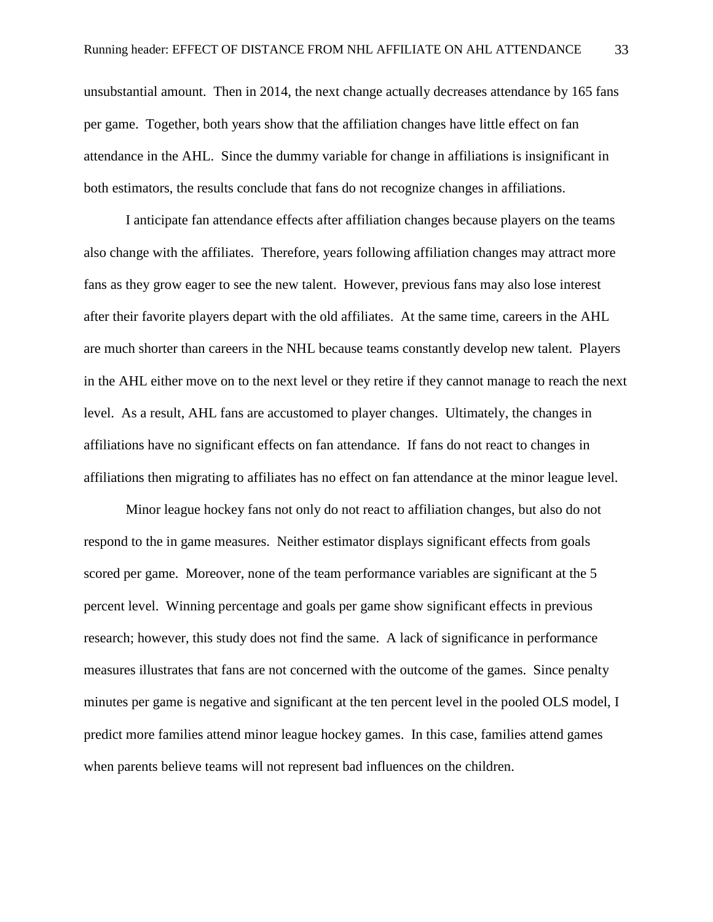unsubstantial amount. Then in 2014, the next change actually decreases attendance by 165 fans per game. Together, both years show that the affiliation changes have little effect on fan attendance in the AHL. Since the dummy variable for change in affiliations is insignificant in both estimators, the results conclude that fans do not recognize changes in affiliations.

I anticipate fan attendance effects after affiliation changes because players on the teams also change with the affiliates. Therefore, years following affiliation changes may attract more fans as they grow eager to see the new talent. However, previous fans may also lose interest after their favorite players depart with the old affiliates. At the same time, careers in the AHL are much shorter than careers in the NHL because teams constantly develop new talent. Players in the AHL either move on to the next level or they retire if they cannot manage to reach the next level. As a result, AHL fans are accustomed to player changes. Ultimately, the changes in affiliations have no significant effects on fan attendance. If fans do not react to changes in affiliations then migrating to affiliates has no effect on fan attendance at the minor league level.

Minor league hockey fans not only do not react to affiliation changes, but also do not respond to the in game measures. Neither estimator displays significant effects from goals scored per game. Moreover, none of the team performance variables are significant at the 5 percent level. Winning percentage and goals per game show significant effects in previous research; however, this study does not find the same. A lack of significance in performance measures illustrates that fans are not concerned with the outcome of the games. Since penalty minutes per game is negative and significant at the ten percent level in the pooled OLS model, I predict more families attend minor league hockey games. In this case, families attend games when parents believe teams will not represent bad influences on the children.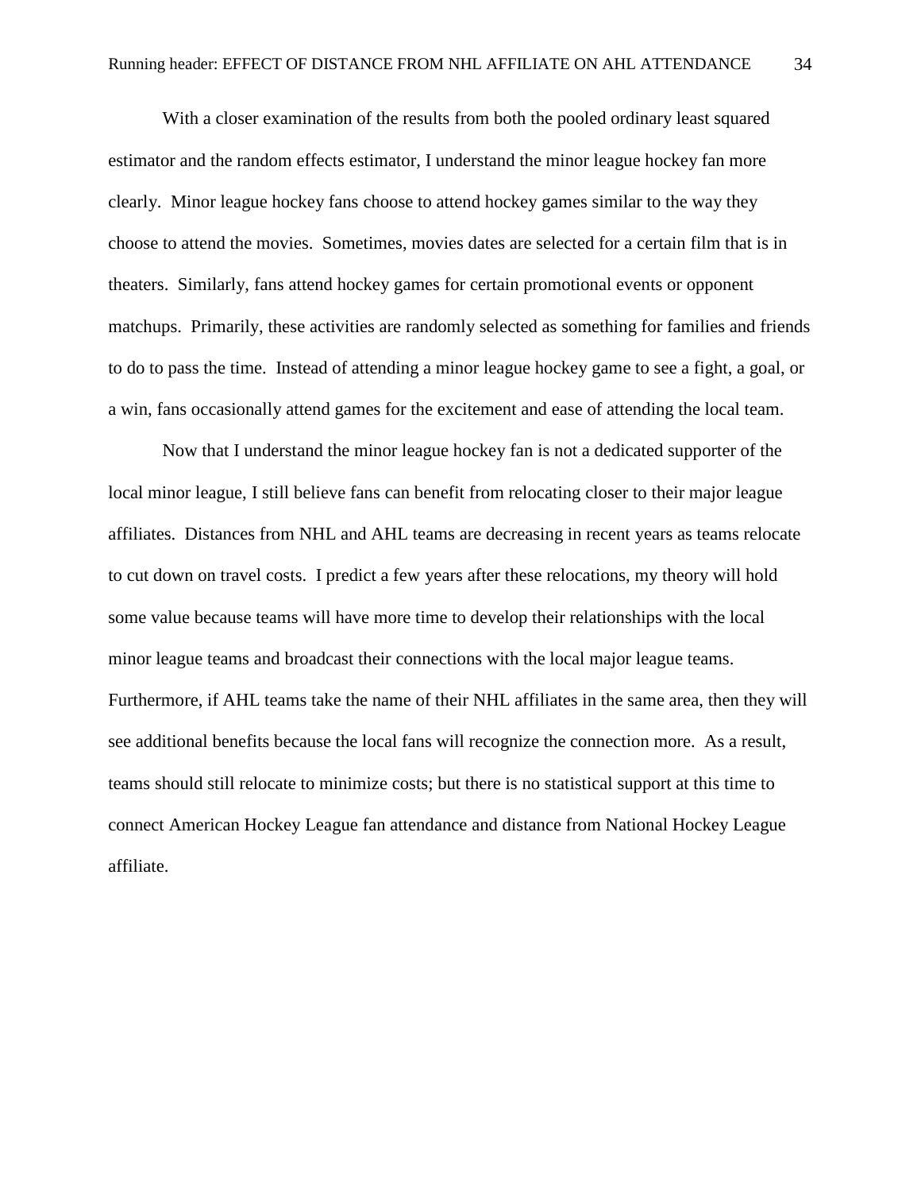With a closer examination of the results from both the pooled ordinary least squared estimator and the random effects estimator, I understand the minor league hockey fan more clearly. Minor league hockey fans choose to attend hockey games similar to the way they choose to attend the movies. Sometimes, movies dates are selected for a certain film that is in theaters. Similarly, fans attend hockey games for certain promotional events or opponent matchups. Primarily, these activities are randomly selected as something for families and friends to do to pass the time. Instead of attending a minor league hockey game to see a fight, a goal, or a win, fans occasionally attend games for the excitement and ease of attending the local team.

Now that I understand the minor league hockey fan is not a dedicated supporter of the local minor league, I still believe fans can benefit from relocating closer to their major league affiliates. Distances from NHL and AHL teams are decreasing in recent years as teams relocate to cut down on travel costs. I predict a few years after these relocations, my theory will hold some value because teams will have more time to develop their relationships with the local minor league teams and broadcast their connections with the local major league teams. Furthermore, if AHL teams take the name of their NHL affiliates in the same area, then they will see additional benefits because the local fans will recognize the connection more. As a result, teams should still relocate to minimize costs; but there is no statistical support at this time to connect American Hockey League fan attendance and distance from National Hockey League affiliate.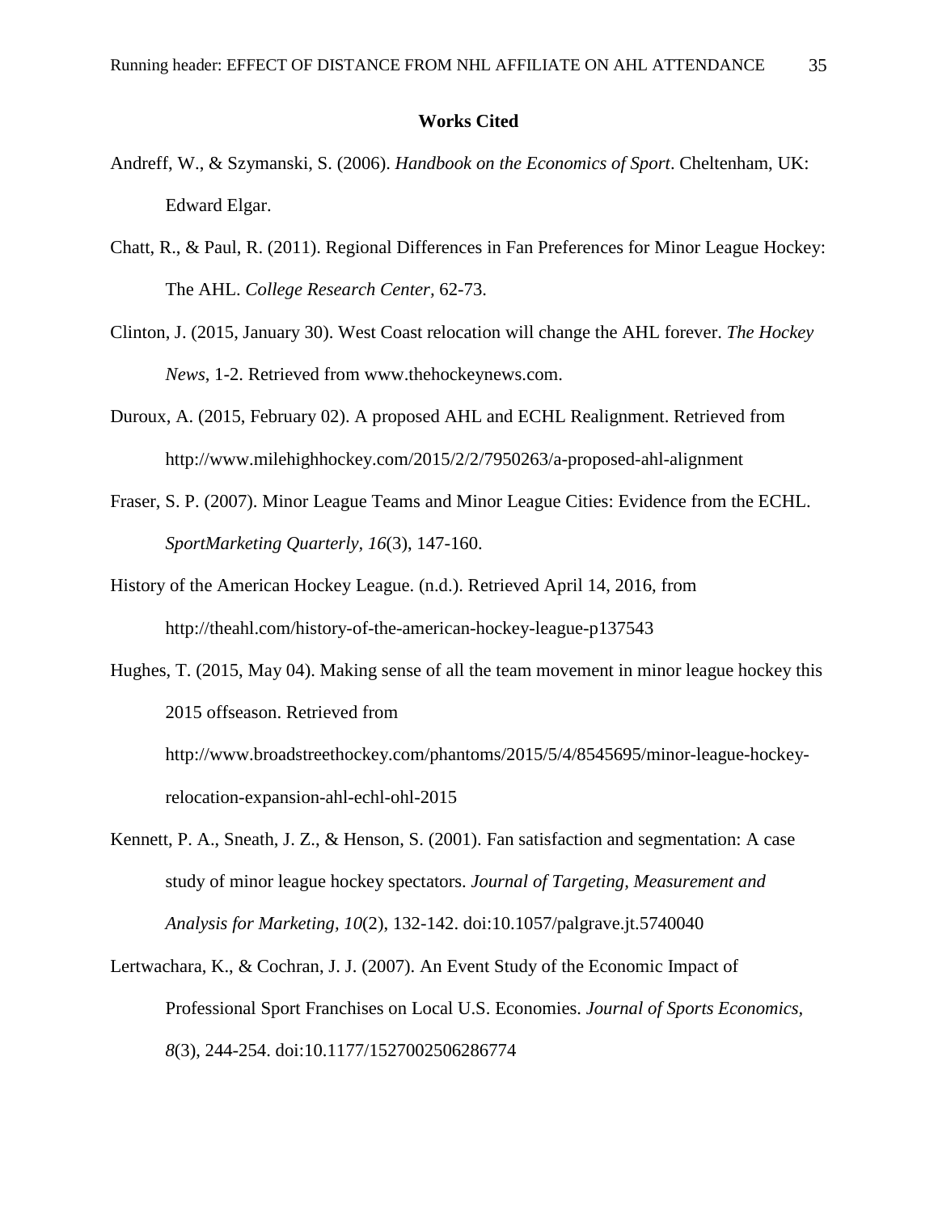## Works Cited

Andreff, W., & Szymanski, S. (2006). *Handbook on the Economics of Sport*. Cheltenham, UK: Edward Elgar.

Chatt, R., & Paul, R. (2011). Regional Differences in Fan Preferences for Minor League Hockey: The AHL. *College Research Center*, 62-73.

Clinton, J. (2015, January 30). West Coast relocation will change the AHL forever. *The Hockey News*, 1-2. Retrieved from www.thehockeynews.com.

Duroux, A. (2015, February 02). A proposed AHL and ECHL Realignment. Retrieved from http://www.milehighhockey.com/2015/2/2/7950263/a-proposed-ahl-alignment

Fraser, S. P. (2007). Minor League Teams and Minor League Cities: Evidence from the ECHL. *SportMarketing Quarterly, 16*(3), 147-160.

History of the American Hockey League. (n.d.). Retrieved April 14, 2016, from http://theahl.com/history-of-the-american-hockey-league-p137543

Hughes, T. (2015, May 04). Making sense of all the team movement in minor league hockey this 2015 offseason. Retrieved from http://www.broadstreethockey.com/phantoms/2015/5/4/8545695/minor-league-hockey-relocation-expansion-ahl-echl-ohl-2015

Kennett, P. A., Sneath, J. Z., & Henson, S. (2001). Fan satisfaction and segmentation: A case study of minor league hockey spectators. *Journal of Targeting, Measurement and Analysis for Marketing, 10*(2), 132-142. doi:10.1057/palgrave.jt.5740040

Lertwachara, K., & Cochran, J. J. (2007). An Event Study of the Economic Impact of Professional Sport Franchises on Local U.S. Economies. *Journal of Sports Economics, 8*(3), 244-254. doi:10.1177/1527002506286774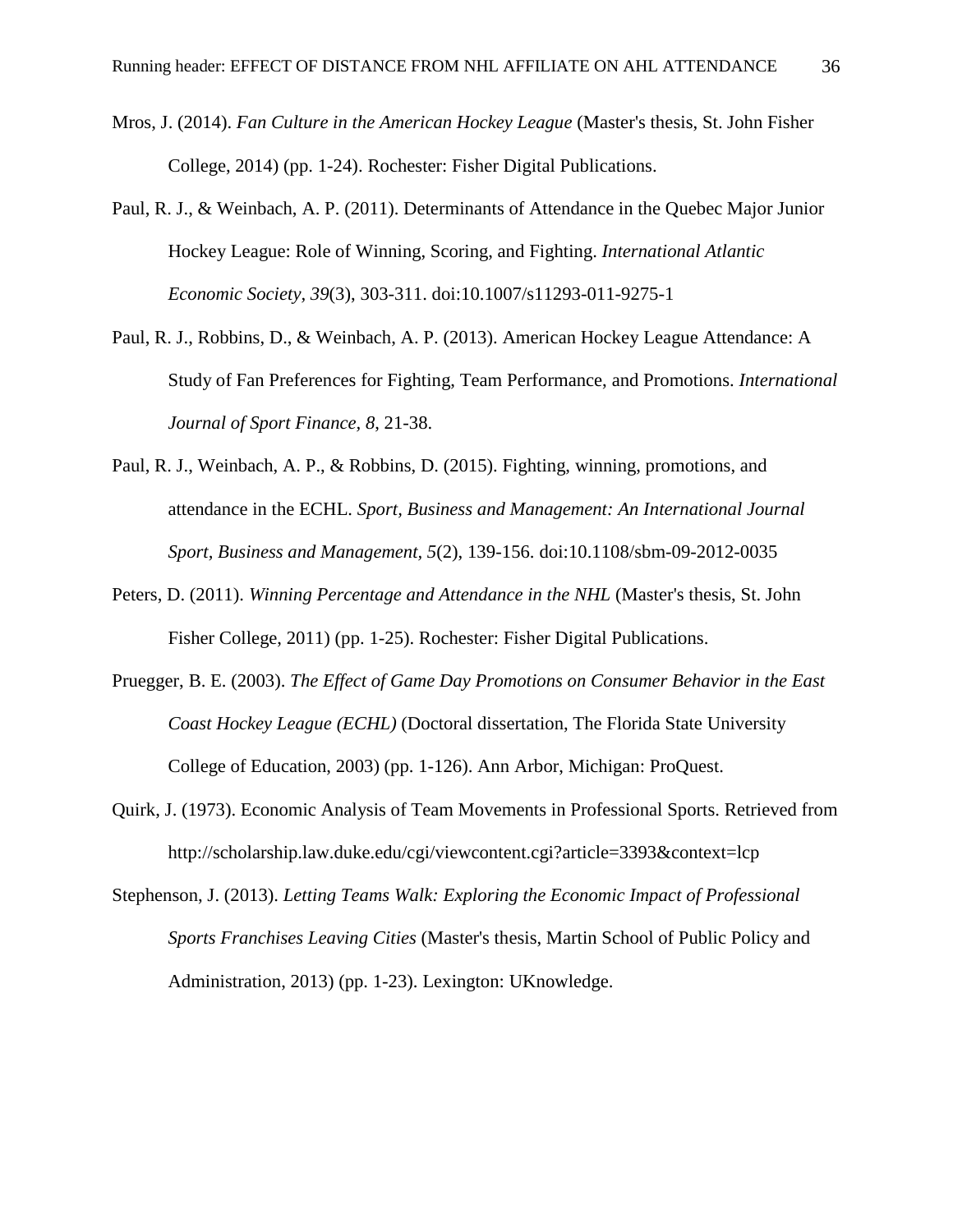Mros, J. (2014). *Fan Culture in the American Hockey League* (Master's thesis, St. John Fisher College, 2014) (pp. 1-24). Rochester: Fisher Digital Publications.

Paul, R. J., & Weinbach, A. P. (2011). Determinants of Attendance in the Quebec Major Junior Hockey League: Role of Winning, Scoring, and Fighting. *International Atlantic Economic Society, 39*(3), 303-311. doi:10.1007/s11293-011-9275-1

Paul, R. J., Robbins, D., & Weinbach, A. P. (2013). American Hockey League Attendance: A Study of Fan Preferences for Fighting, Team Performance, and Promotions. *International Journal of Sport Finance, 8*, 21-38.

Paul, R. J., Weinbach, A. P., & Robbins, D. (2015). Fighting, winning, promotions, and attendance in the ECHL. *Sport, Business and Management: An International Journal Sport, Business and Management, 5*(2), 139-156. doi:10.1108/sbm-09-2012-0035

Peters, D. (2011). *Winning Percentage and Attendance in the NHL* (Master's thesis, St. John Fisher College, 2011) (pp. 1-25). Rochester: Fisher Digital Publications.

Pruegger, B. E. (2003). *The Effect of Game Day Promotions on Consumer Behavior in the East Coast Hockey League (ECHL)* (Doctoral dissertation, The Florida State University College of Education, 2003) (pp. 1-126). Ann Arbor, Michigan: ProQuest.

Quirk, J. (1973). Economic Analysis of Team Movements in Professional Sports. Retrieved from http://scholarship.law.duke.edu/cgi/viewcontent.cgi?article=3393&context=lcp

Stephenson, J. (2013). *Letting Teams Walk: Exploring the Economic Impact of Professional Sports Franchises Leaving Cities* (Master's thesis, Martin School of Public Policy and Administration, 2013) (pp. 1-23). Lexington: UKnowledge.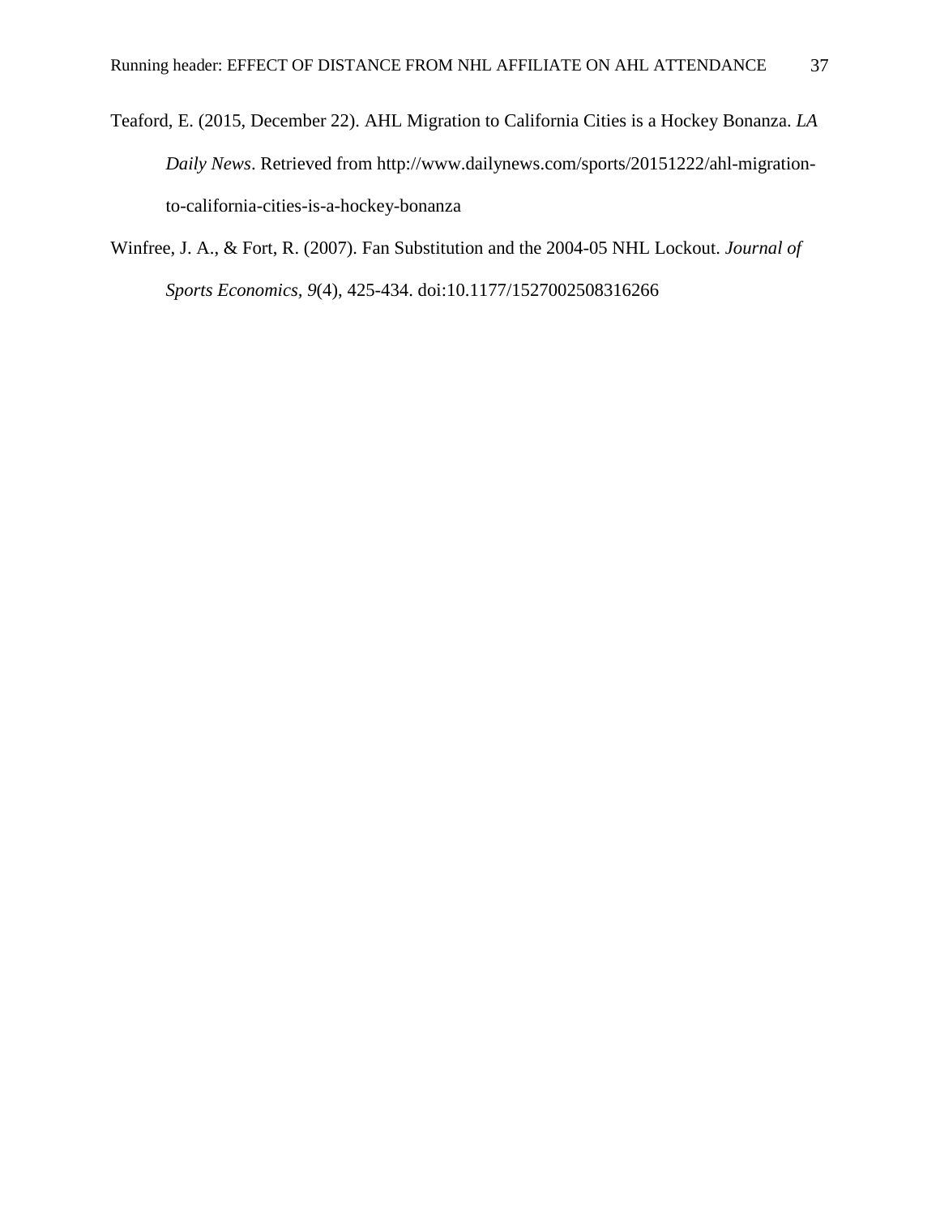Teaford, E. (2015, December 22). AHL Migration to California Cities is a Hockey Bonanza. *LA Daily News*. Retrieved from http://www.dailynews.com/sports/20151222/ahl-migration-to-california-cities-is-a-hockey-bonanza

Winfree, J. A., & Fort, R. (2007). Fan Substitution and the 2004-05 NHL Lockout. *Journal of Sports Economics, 9*(4), 425-434. doi:10.1177/1527002508316266